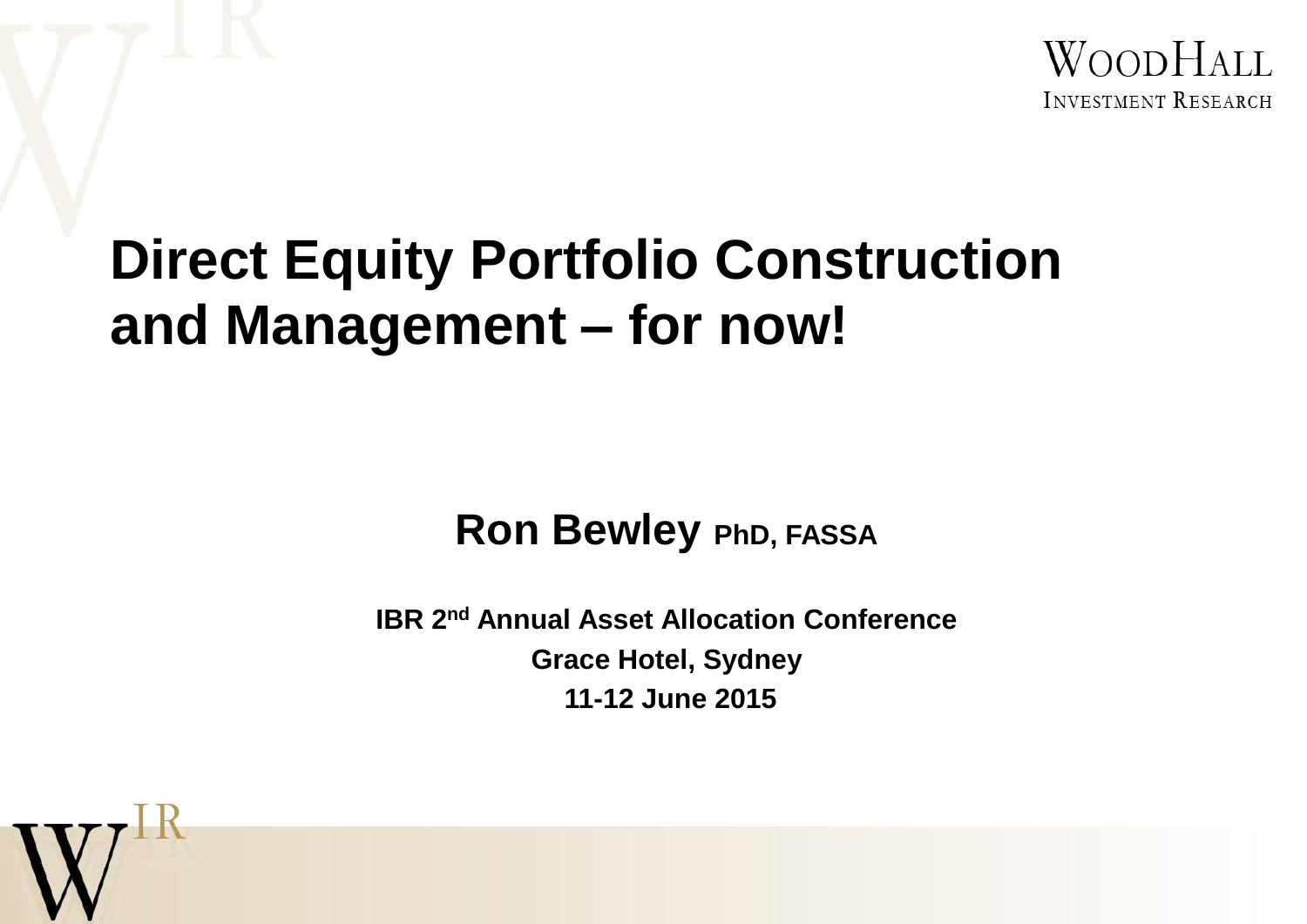# Direct Equity Portfolio Construction and Management – for now!

**Ron Bewley** PhD, FASSA

**IBR 2nd Annual Asset Allocation Conference**
**Grace Hotel, Sydney**
**11-12 June 2015**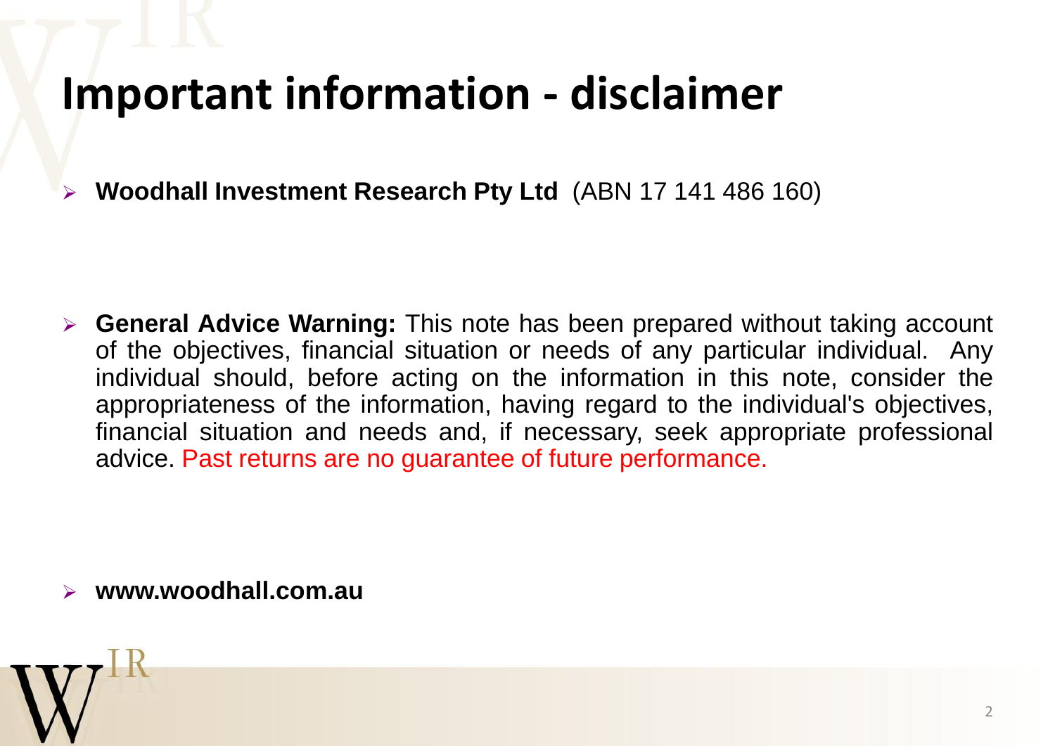# Important information - disclaimer

- **Woodhall Investment Research Pty Ltd** (ABN 17 141 486 160)

- **General Advice Warning:** This note has been prepared without taking account of the objectives, financial situation or needs of any particular individual. Any individual should, before acting on the information in this note, consider the appropriateness of the information, having regard to the individual's objectives, financial situation and needs and, if necessary, seek appropriate professional advice. Past returns are no guarantee of future performance.

- **www.woodhall.com.au**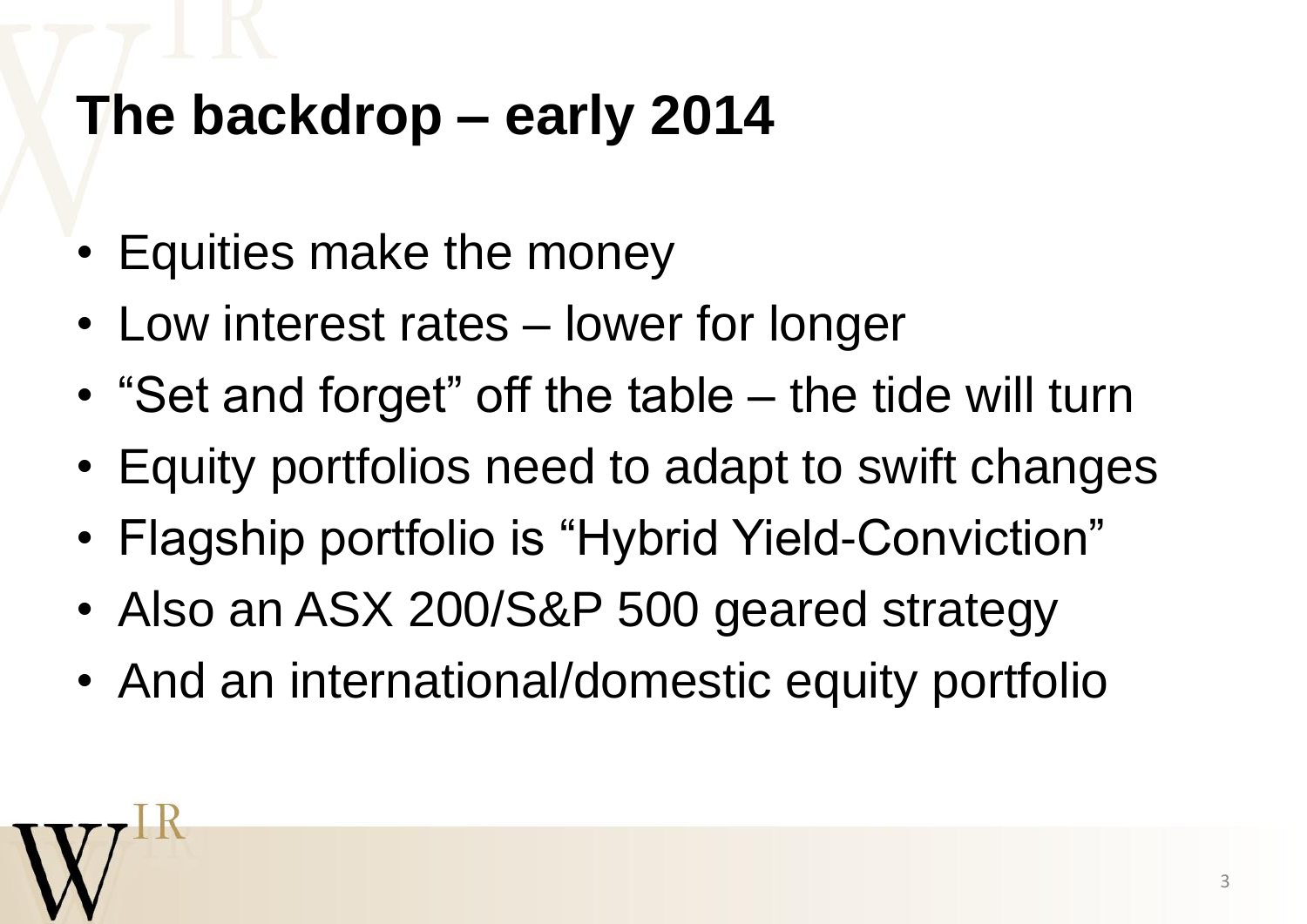# The backdrop – early 2014

- Equities make the money
- Low interest rates – lower for longer
- "Set and forget" off the table – the tide will turn
- Equity portfolios need to adapt to swift changes
- Flagship portfolio is "Hybrid Yield-Conviction"
- Also an ASX 200/S&P 500 geared strategy
- And an international/domestic equity portfolio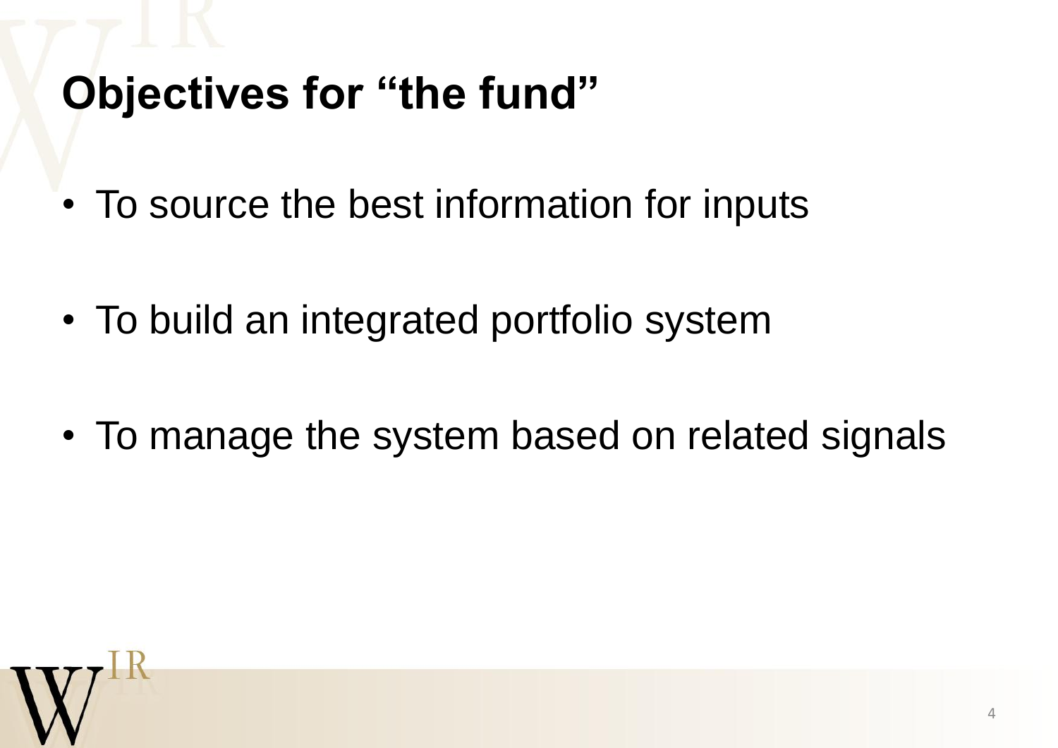# Objectives for “the fund”

- To source the best information for inputs
- To build an integrated portfolio system
- To manage the system based on related signals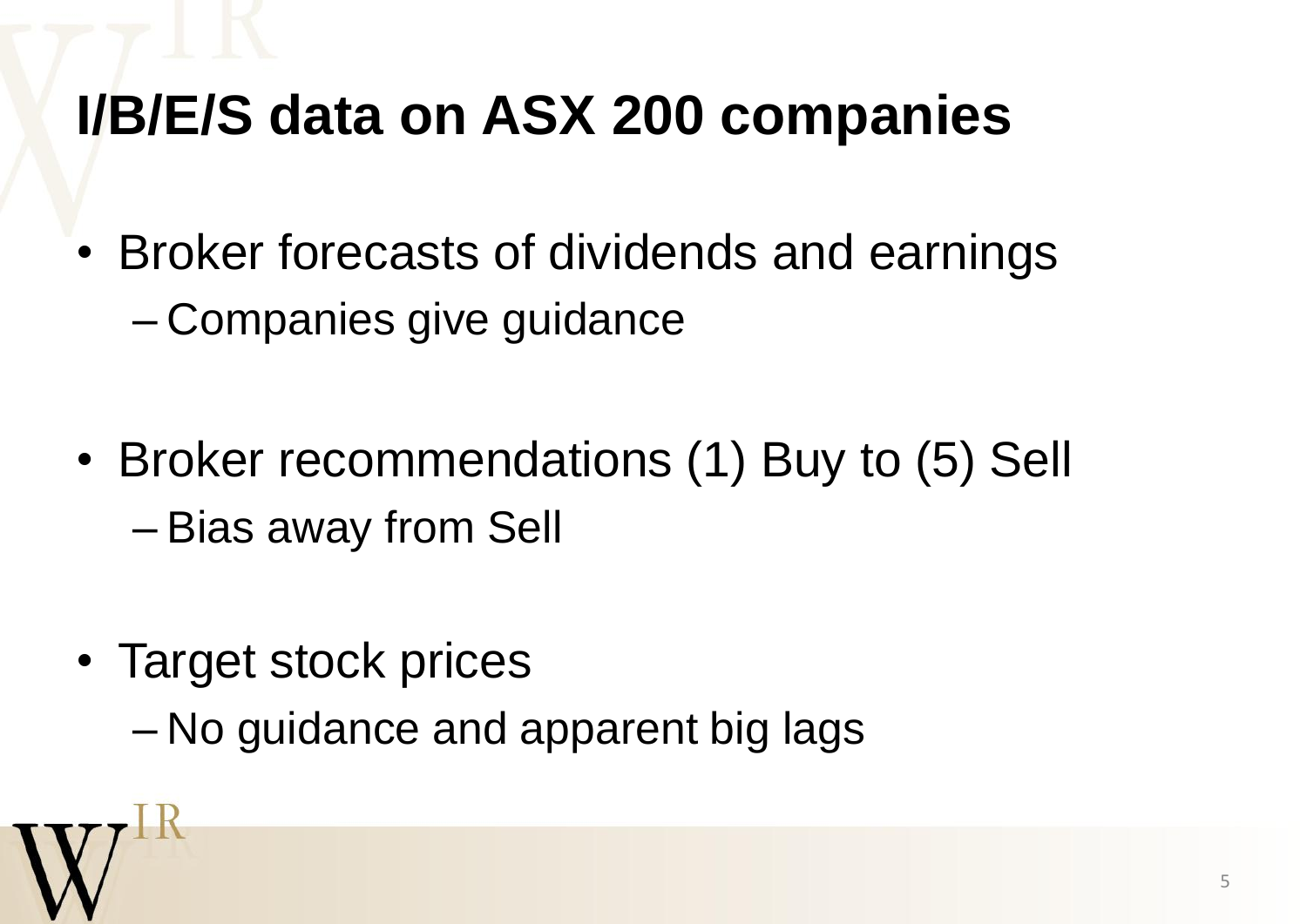# I/B/E/S data on ASX 200 companies

- Broker forecasts of dividends and earnings
  - Companies give guidance
- Broker recommendations (1) Buy to (5) Sell
  - Bias away from Sell
- Target stock prices
  - No guidance and apparent big lags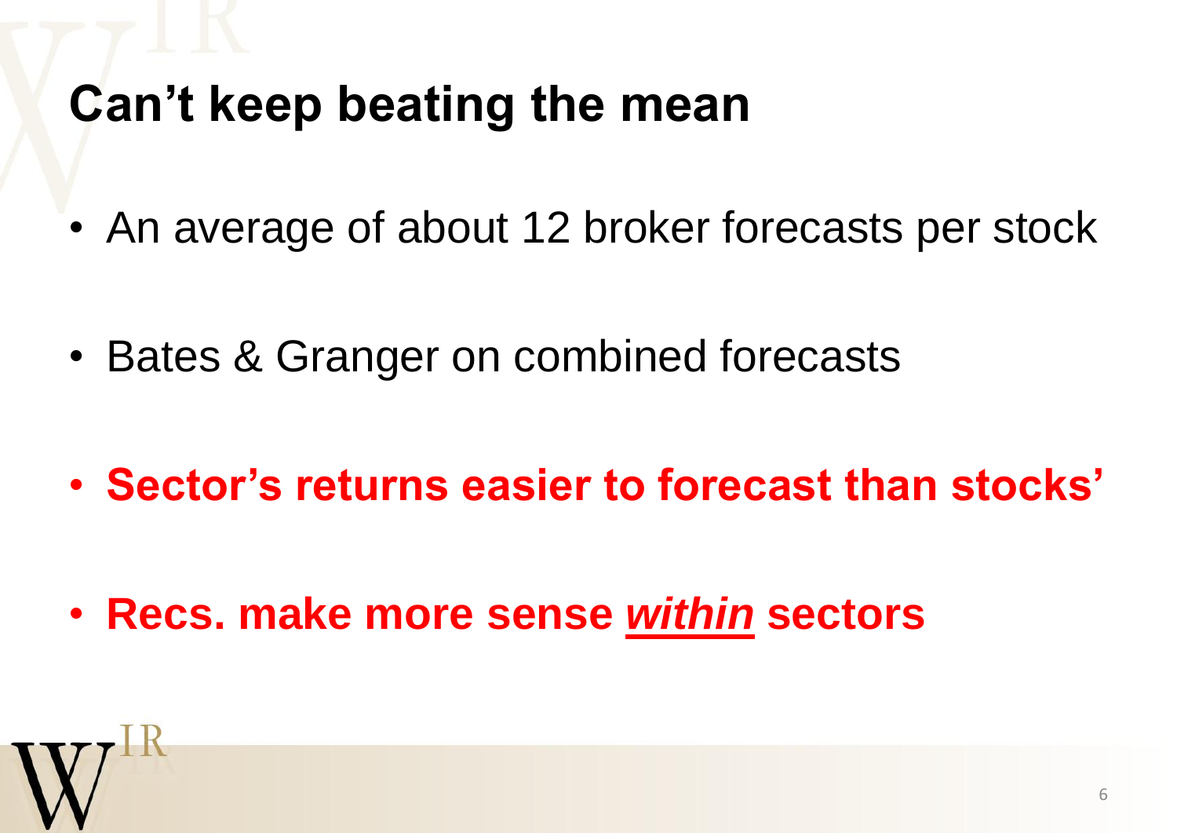# Can't keep beating the mean

- An average of about 12 broker forecasts per stock
- Bates & Granger on combined forecasts
- **Sector's returns easier to forecast than stocks'**
- **Recs. make more sense *within* sectors**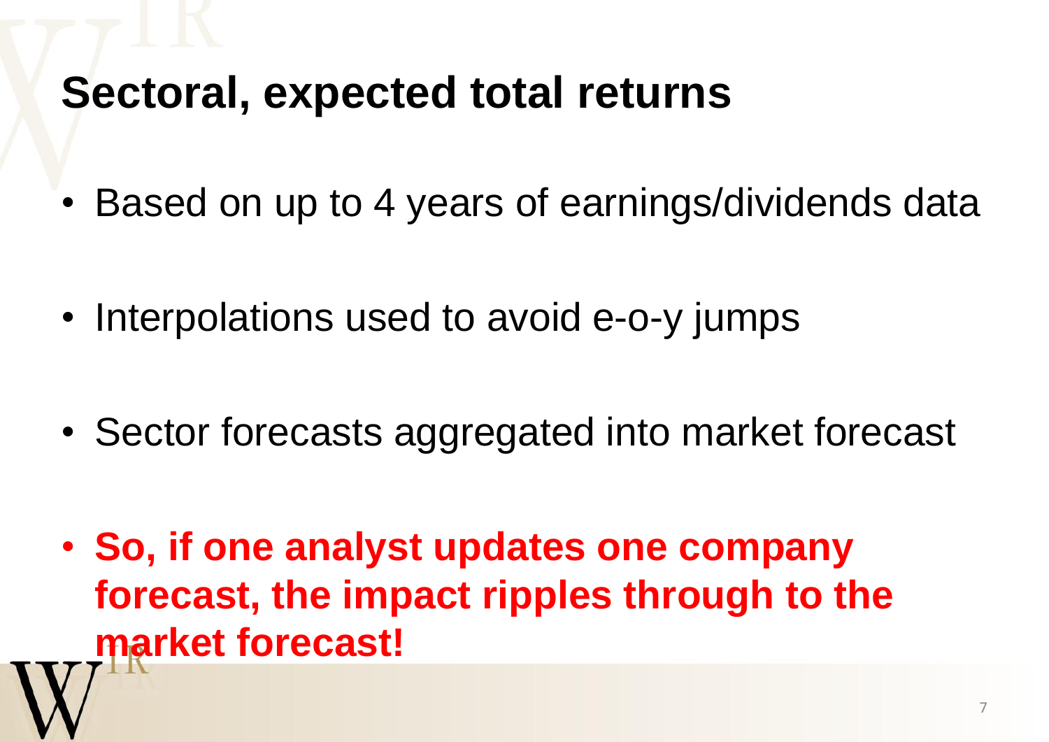# Sectoral, expected total returns

- Based on up to 4 years of earnings/dividends data
- Interpolations used to avoid e-o-y jumps
- Sector forecasts aggregated into market forecast
- **So, if one analyst updates one company forecast, the impact ripples through to the market forecast!**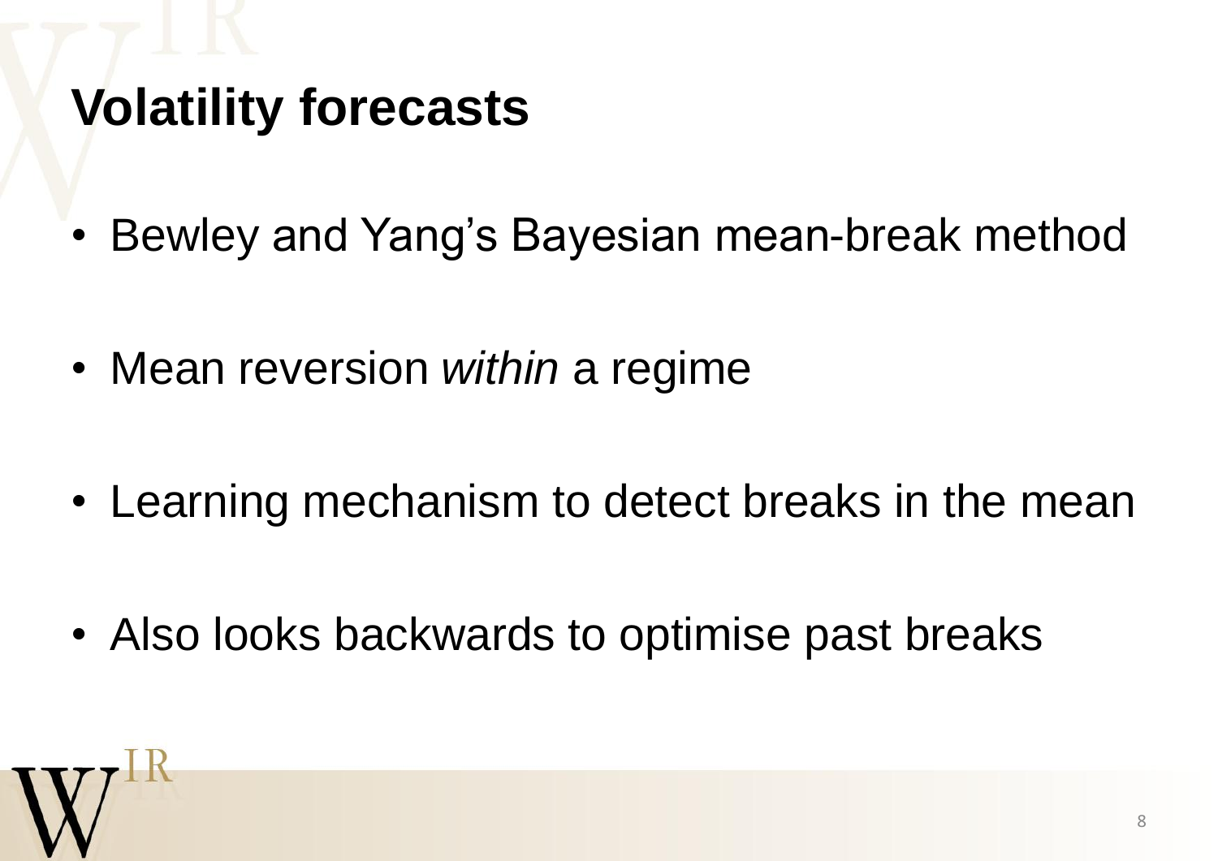# Volatility forecasts

- Bewley and Yang's Bayesian mean-break method
- Mean reversion *within* a regime
- Learning mechanism to detect breaks in the mean
- Also looks backwards to optimise past breaks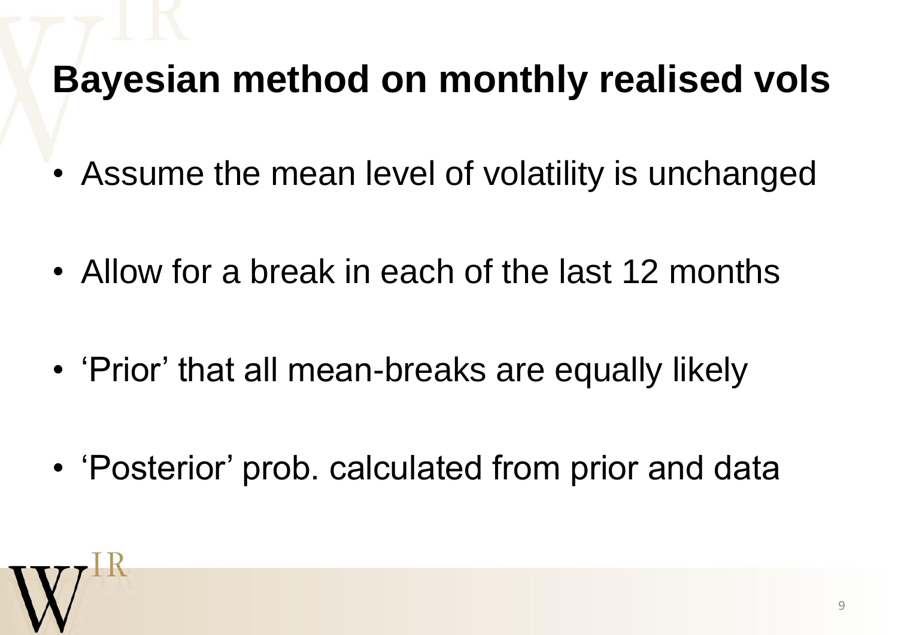# Bayesian method on monthly realised vols

- Assume the mean level of volatility is unchanged
- Allow for a break in each of the last 12 months
- ‘Prior’ that all mean-breaks are equally likely
- ‘Posterior’ prob. calculated from prior and data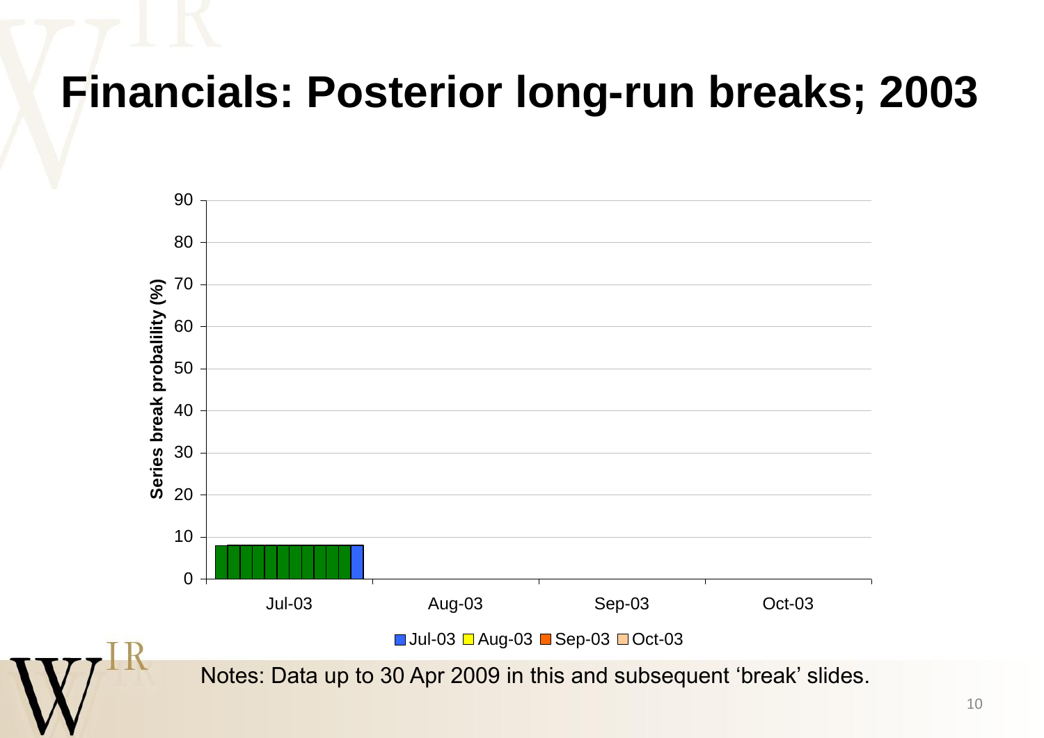# Financials: Posterior long-run breaks; 2003

Series break probability (%)

90
80
70
60
50
40
30
20
10
0

Jul-03 Aug-03 Sep-03 Oct-03

Jul-03 Aug-03 Sep-03 Oct-03

Notes: Data up to 30 Apr 2009 in this and subsequent 'break' slides.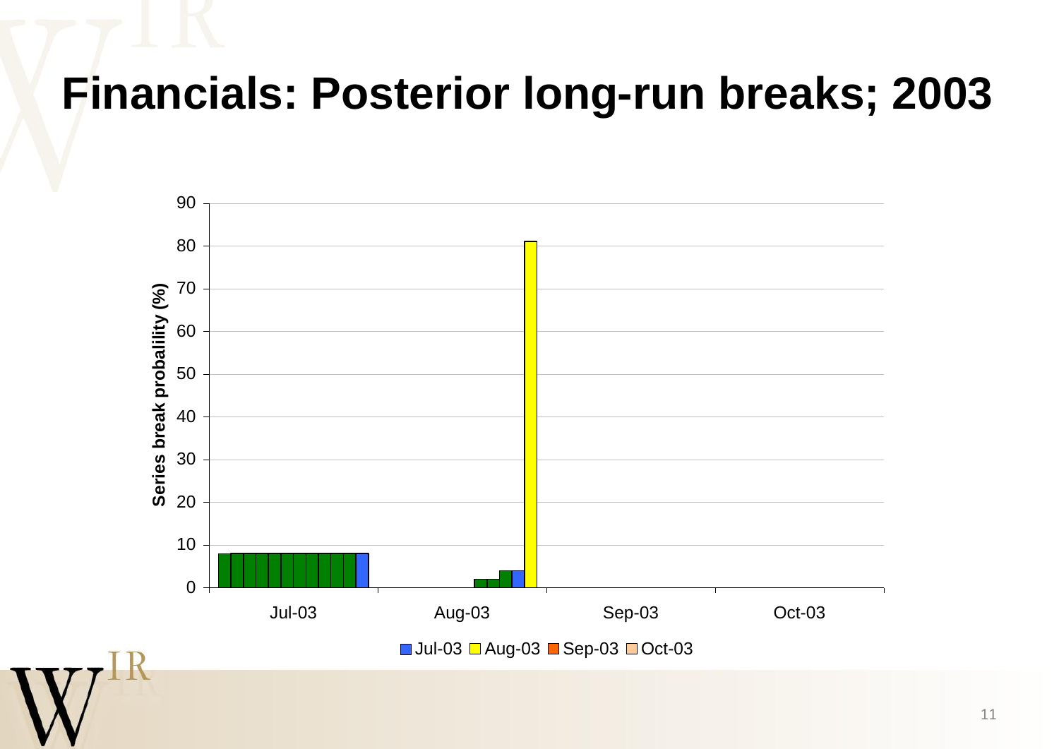# Financials: Posterior long-run breaks; 2003

Series break probability (%)

90
80
70
60
50
40
30
20
10
0

Jul-03 Aug-03 Sep-03 Oct-03

Jul-03 Aug-03 Sep-03 Oct-03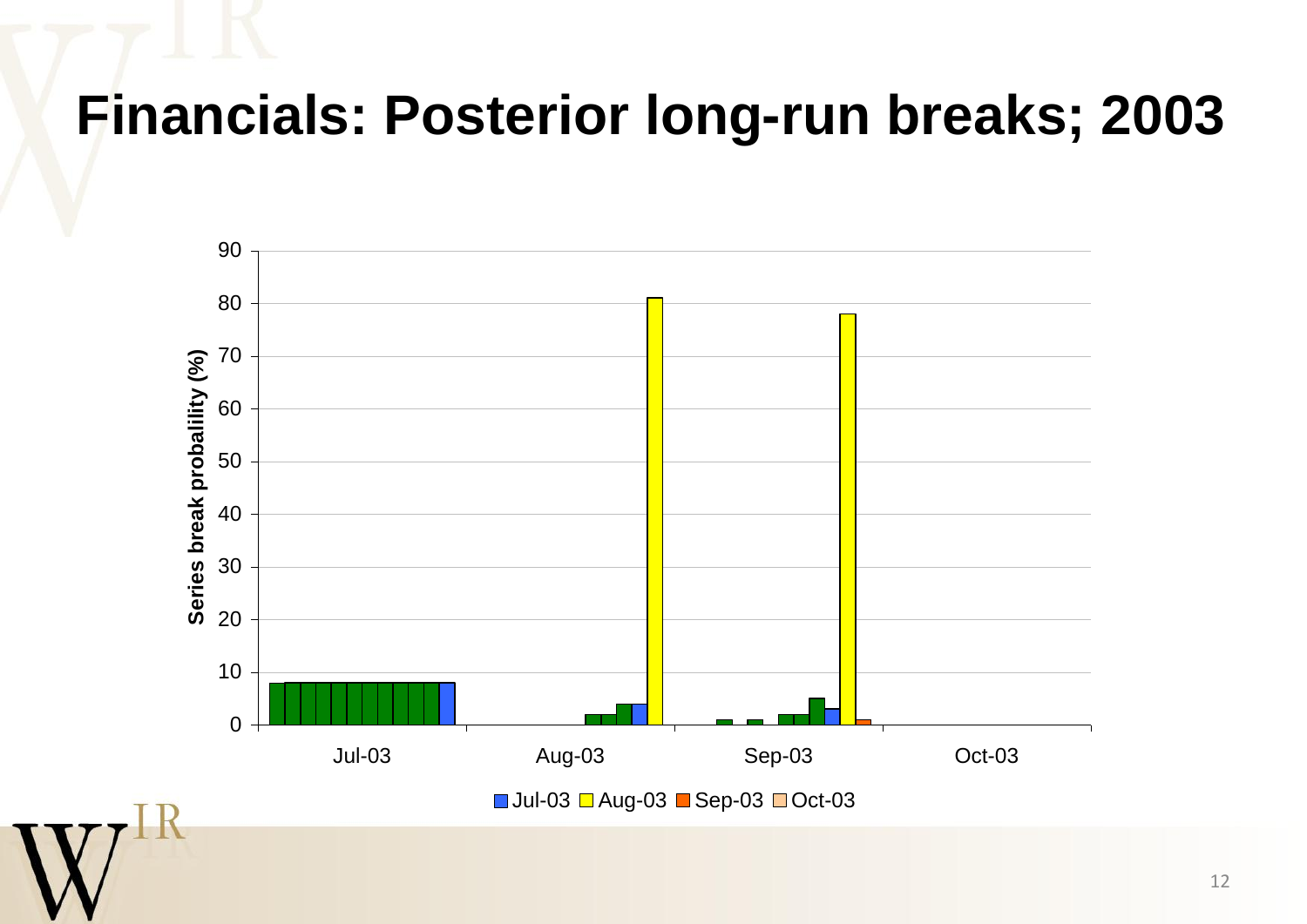# Financials: Posterior long-run breaks; 2003

Series break probability (%)

90
80
70
60
50
40
30
20
10
0

Jul-03 Aug-03 Sep-03 Oct-03

Jul-03 Aug-03 Sep-03 Oct-03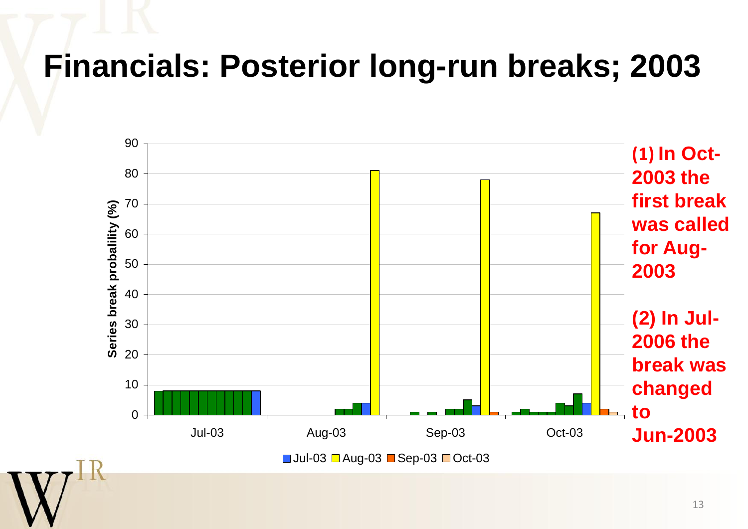# Financials: Posterior long-run breaks; 2003

Series break probability (%)

90
80
70
60
50
40
30
20
10
0

Jul-03 Aug-03 Sep-03 Oct-03

Jul-03 Aug-03 Sep-03 Oct-03

**(1) In Oct-2003 the first break was called for Aug-2003**

**(2) In Jul-2006 the break was changed to Jun-2003**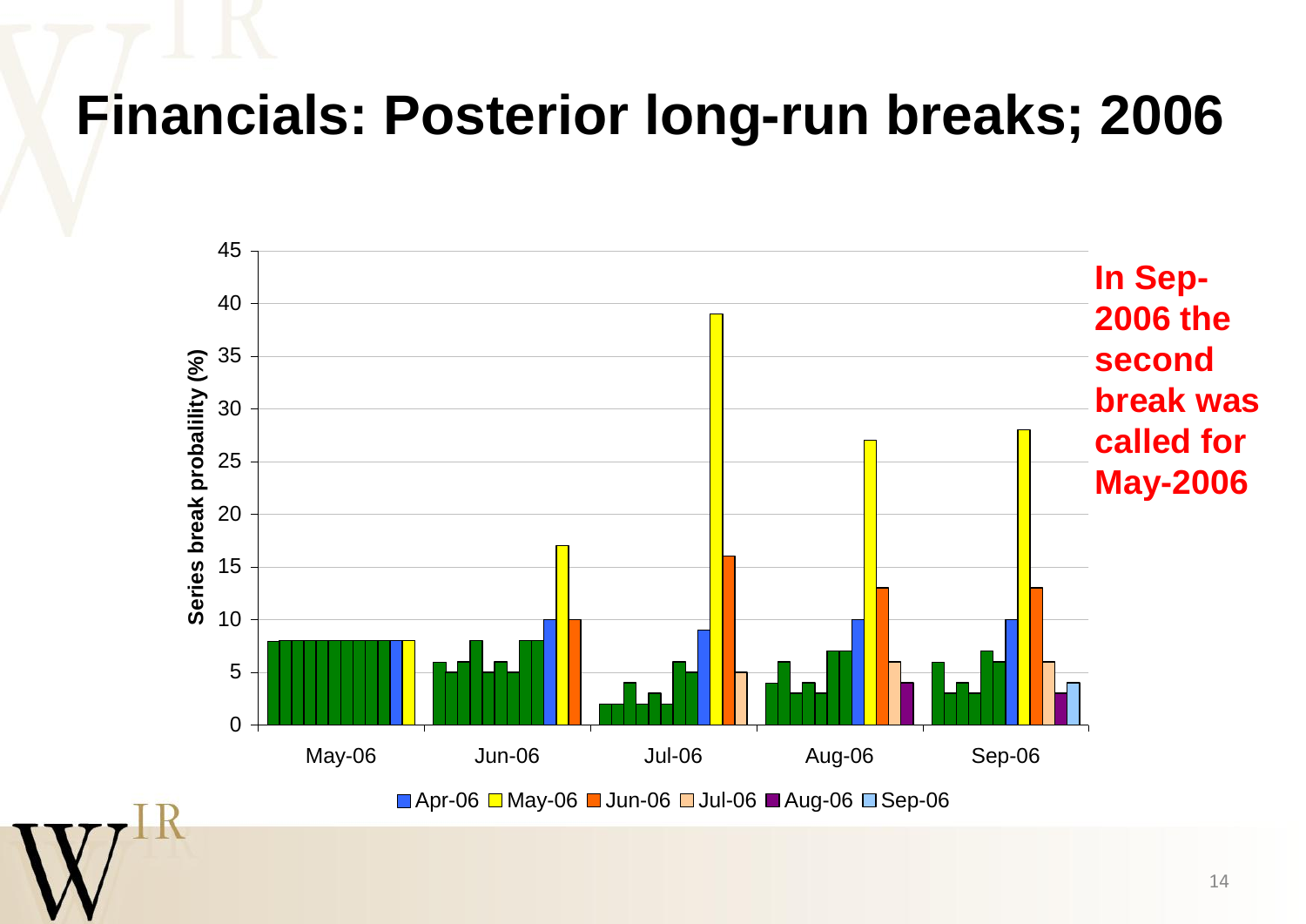# Financials: Posterior long-run breaks; 2006

Series break probability (%)

45
40
35
30
25
20
15
10
5
0

May-06 Jun-06 Jul-06 Aug-06 Sep-06

Apr-06 May-06 Jun-06 Jul-06 Aug-06 Sep-06

**In Sep-2006 the second break was called for May-2006**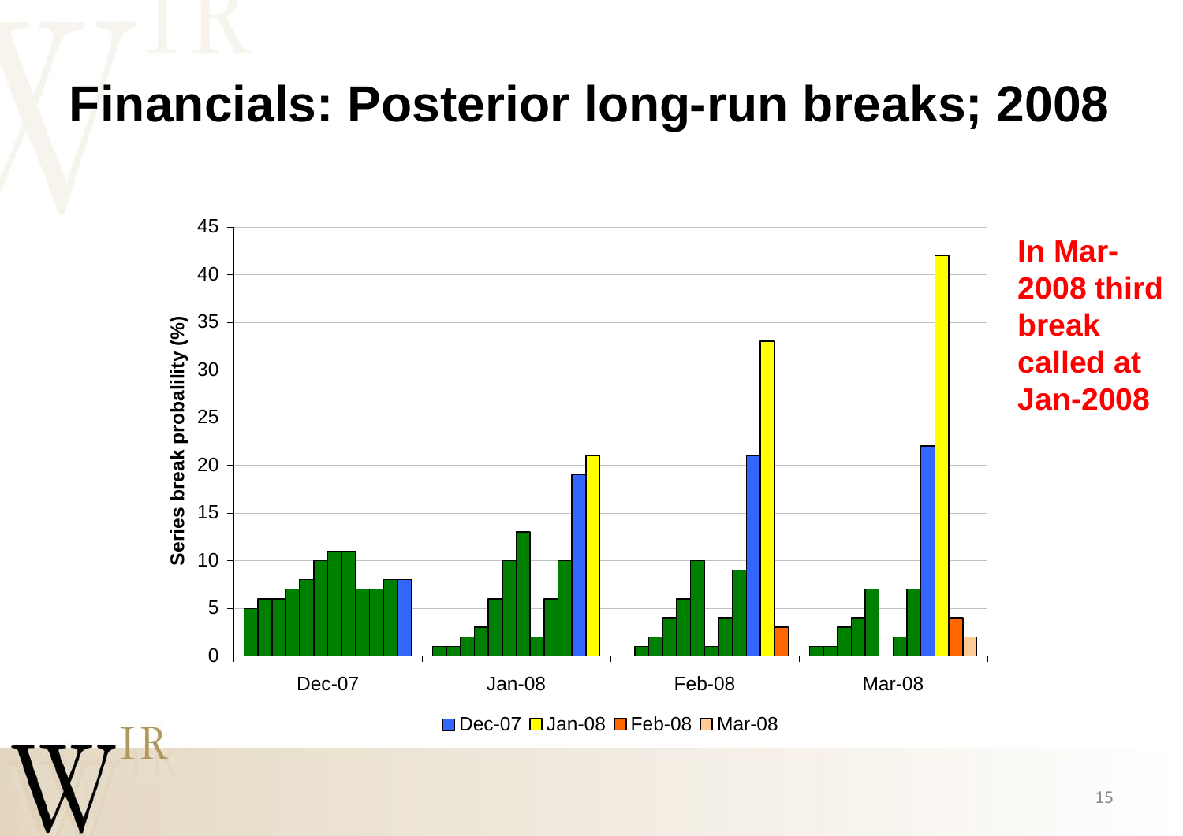# Financials: Posterior long-run breaks; 2008

Series break probability (%)

Dec-07 Jan-08 Feb-08 Mar-08

■ Dec-07 ■ Jan-08 ■ Feb-08 ■ Mar-08

**In Mar-2008 third break called at Jan-2008**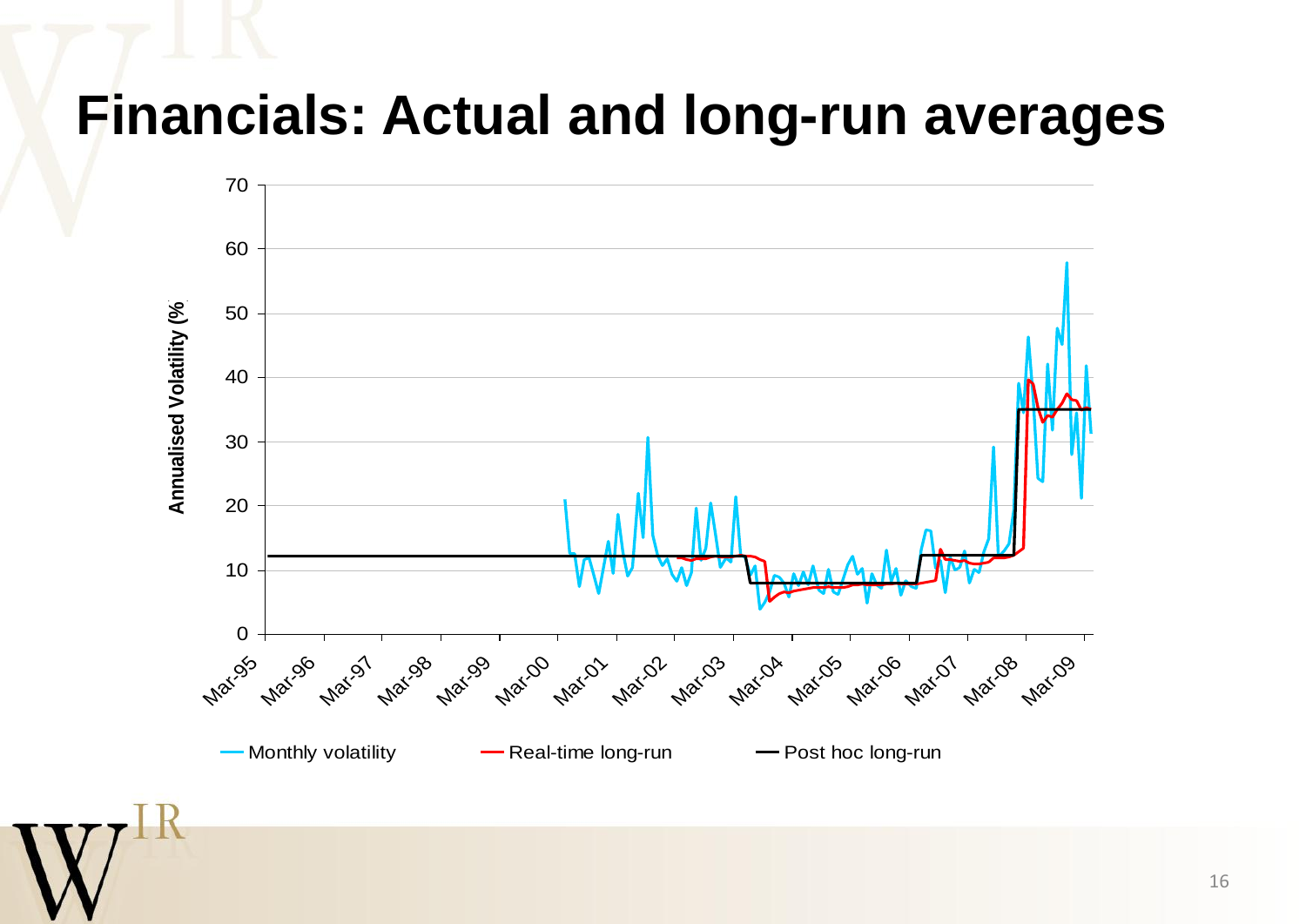# Financials: Actual and long-run averages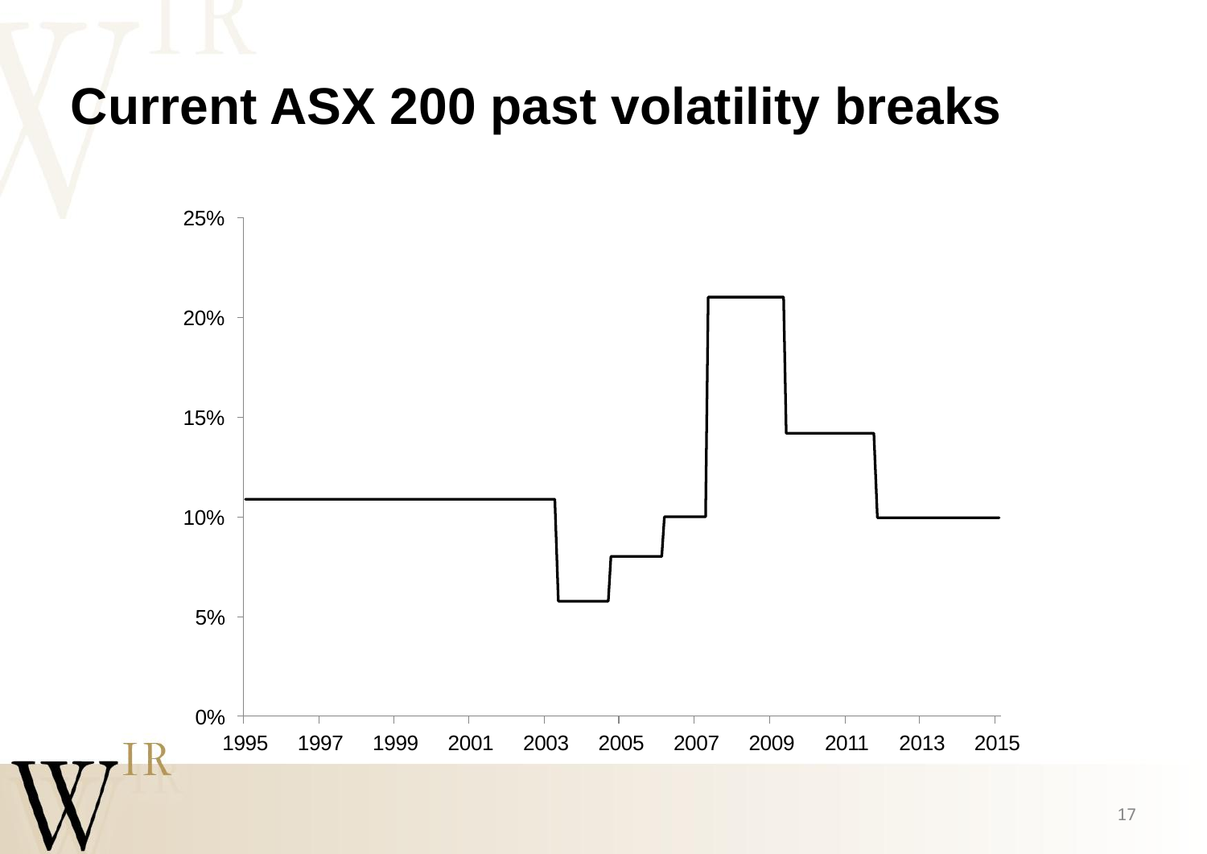# Current ASX 200 past volatility breaks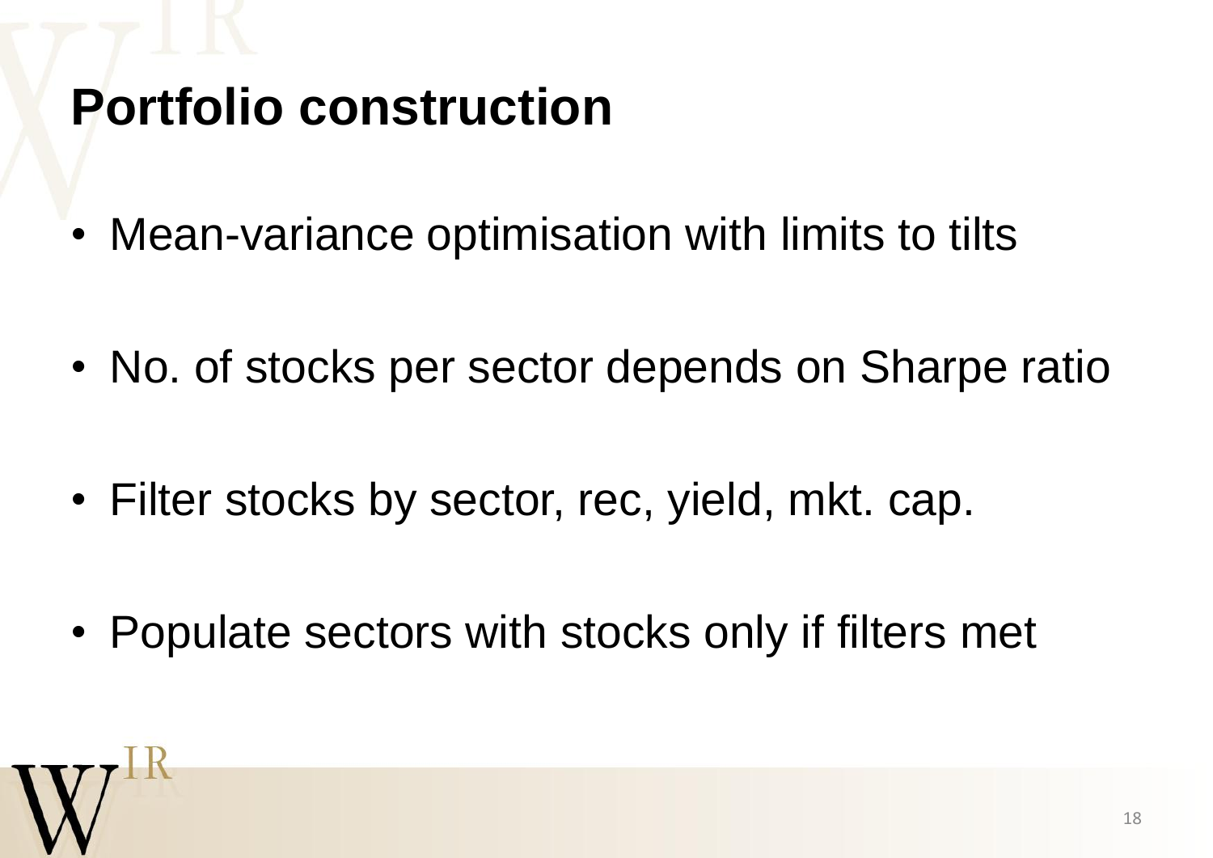# Portfolio construction

- Mean-variance optimisation with limits to tilts
- No. of stocks per sector depends on Sharpe ratio
- Filter stocks by sector, rec, yield, mkt. cap.
- Populate sectors with stocks only if filters met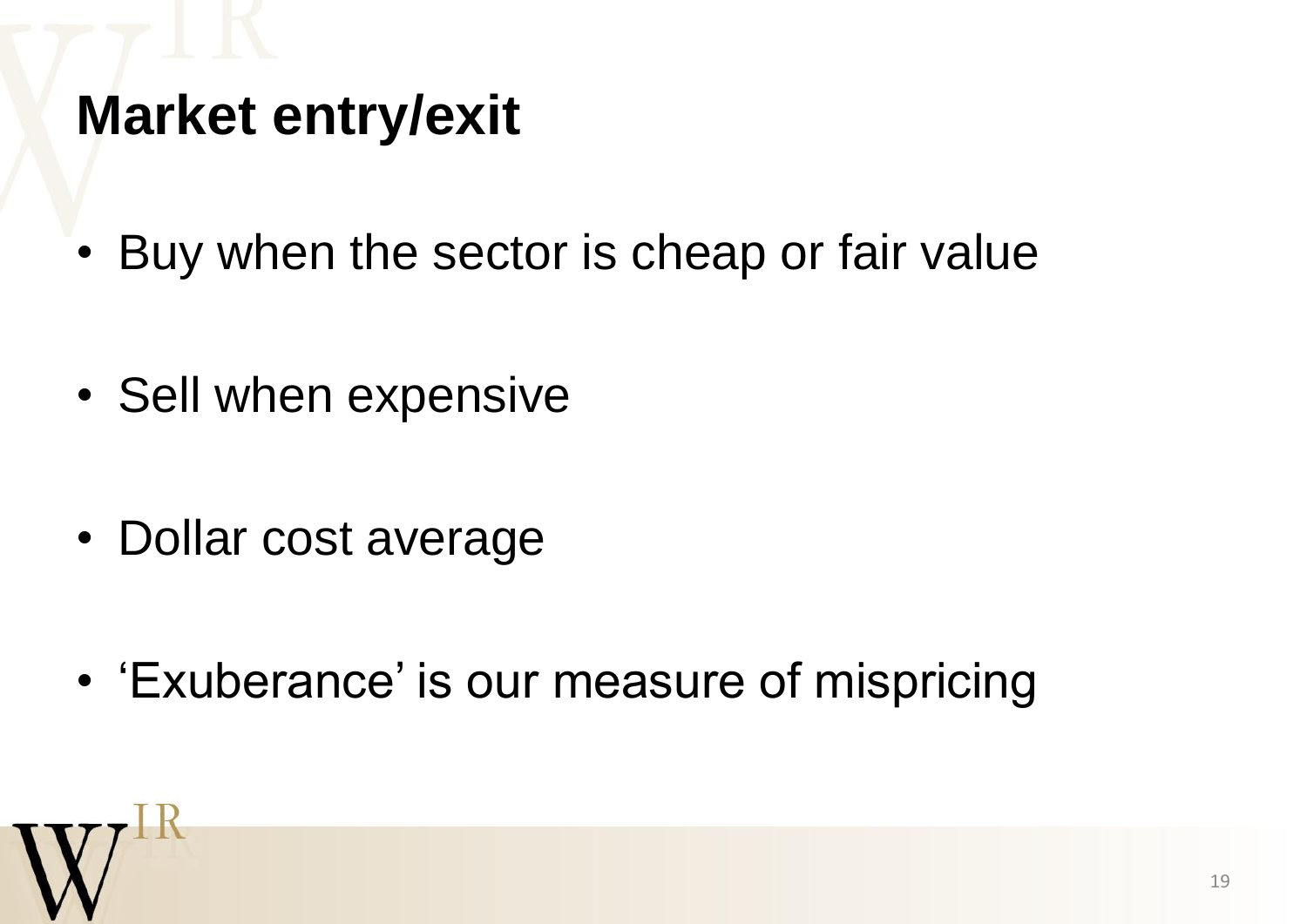# Market entry/exit

- Buy when the sector is cheap or fair value
- Sell when expensive
- Dollar cost average
- 'Exuberance' is our measure of mispricing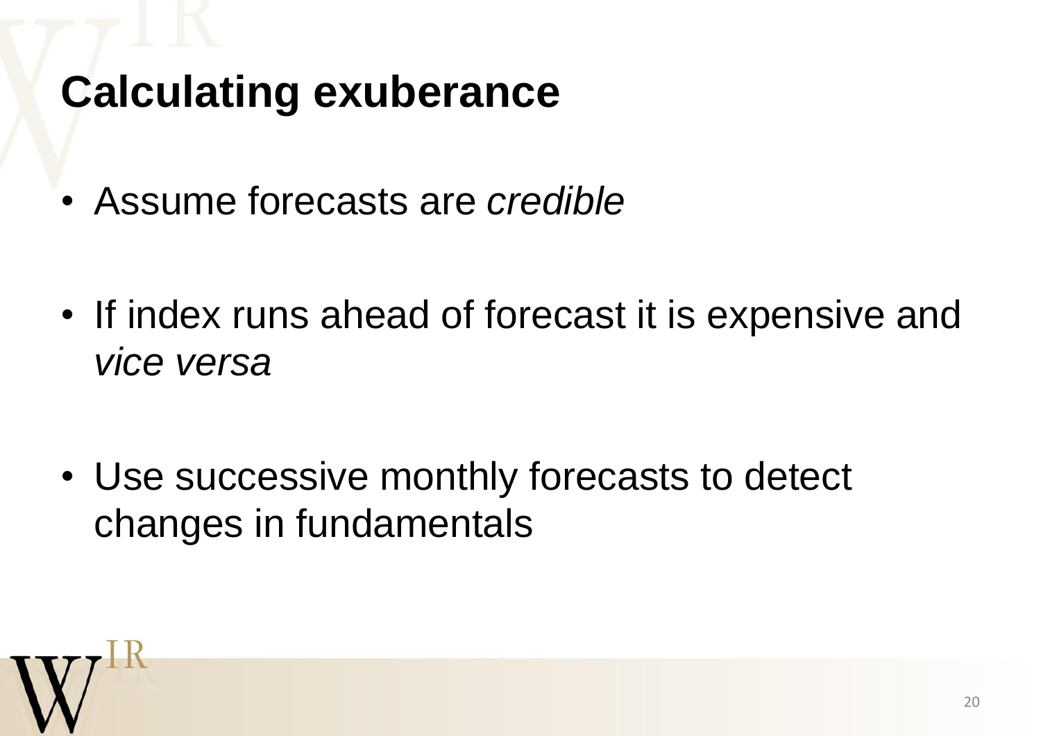# Calculating exuberance

- Assume forecasts are *credible*
- If index runs ahead of forecast it is expensive and *vice versa*
- Use successive monthly forecasts to detect changes in fundamentals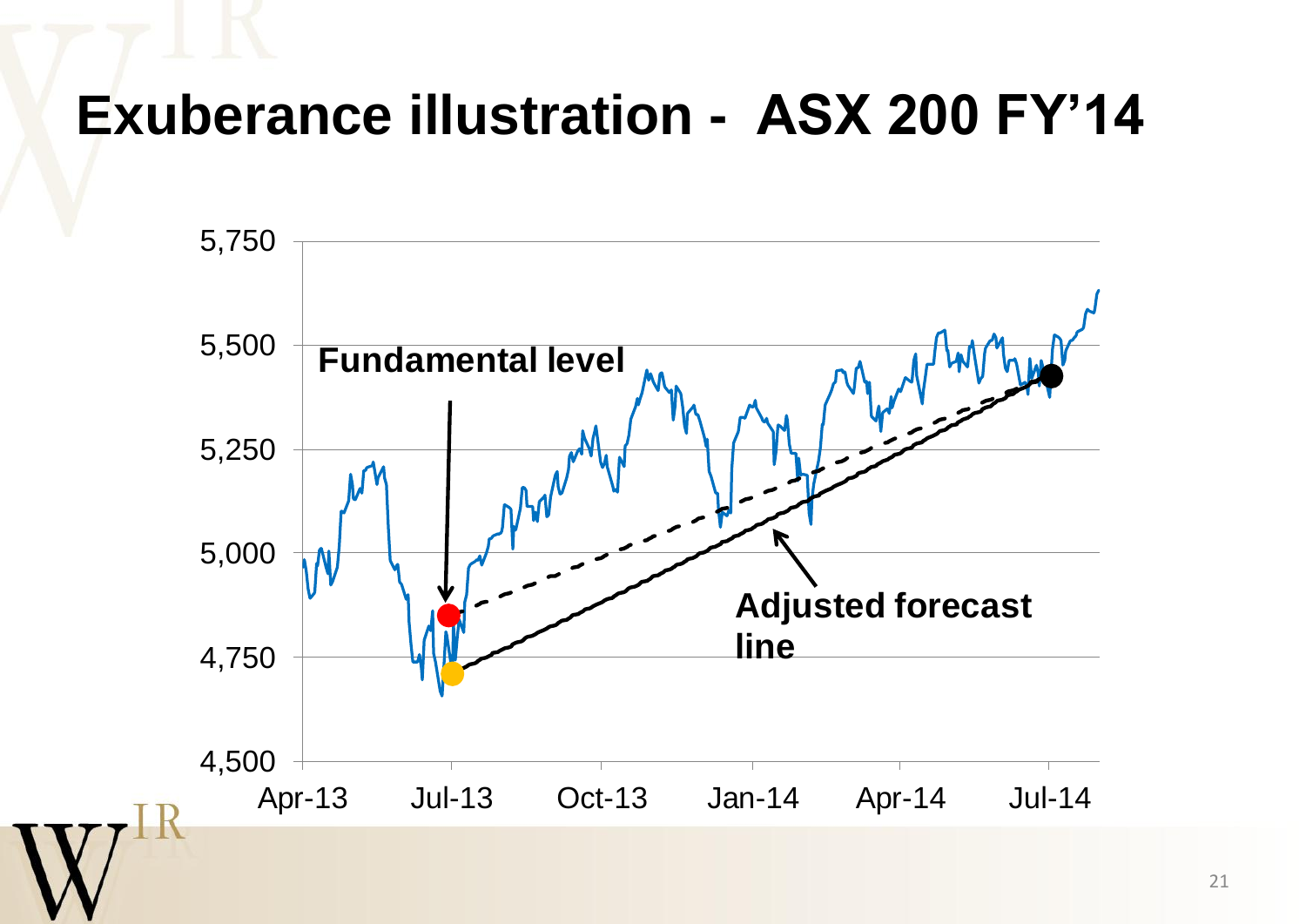# Exuberance illustration - ASX 200 FY'14

Fundamental level

Adjusted forecast line

5,750
5,500
5,250
5,000
4,750
4,500

Apr-13 Jul-13 Oct-13 Jan-14 Apr-14 Jul-14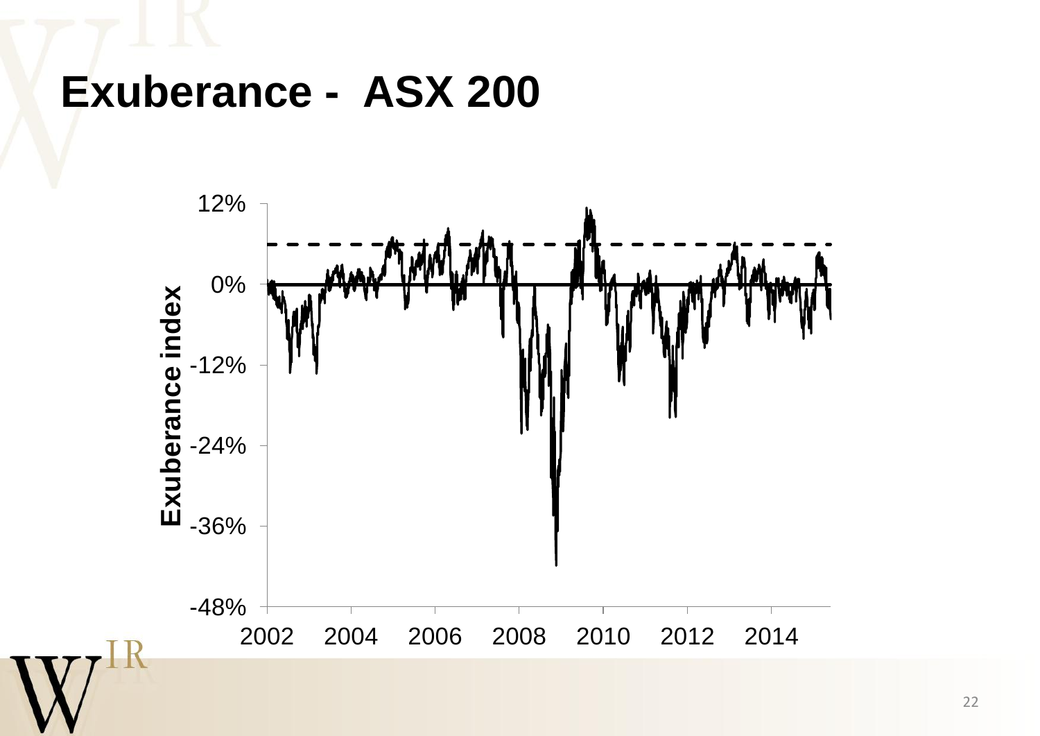# Exuberance - ASX 200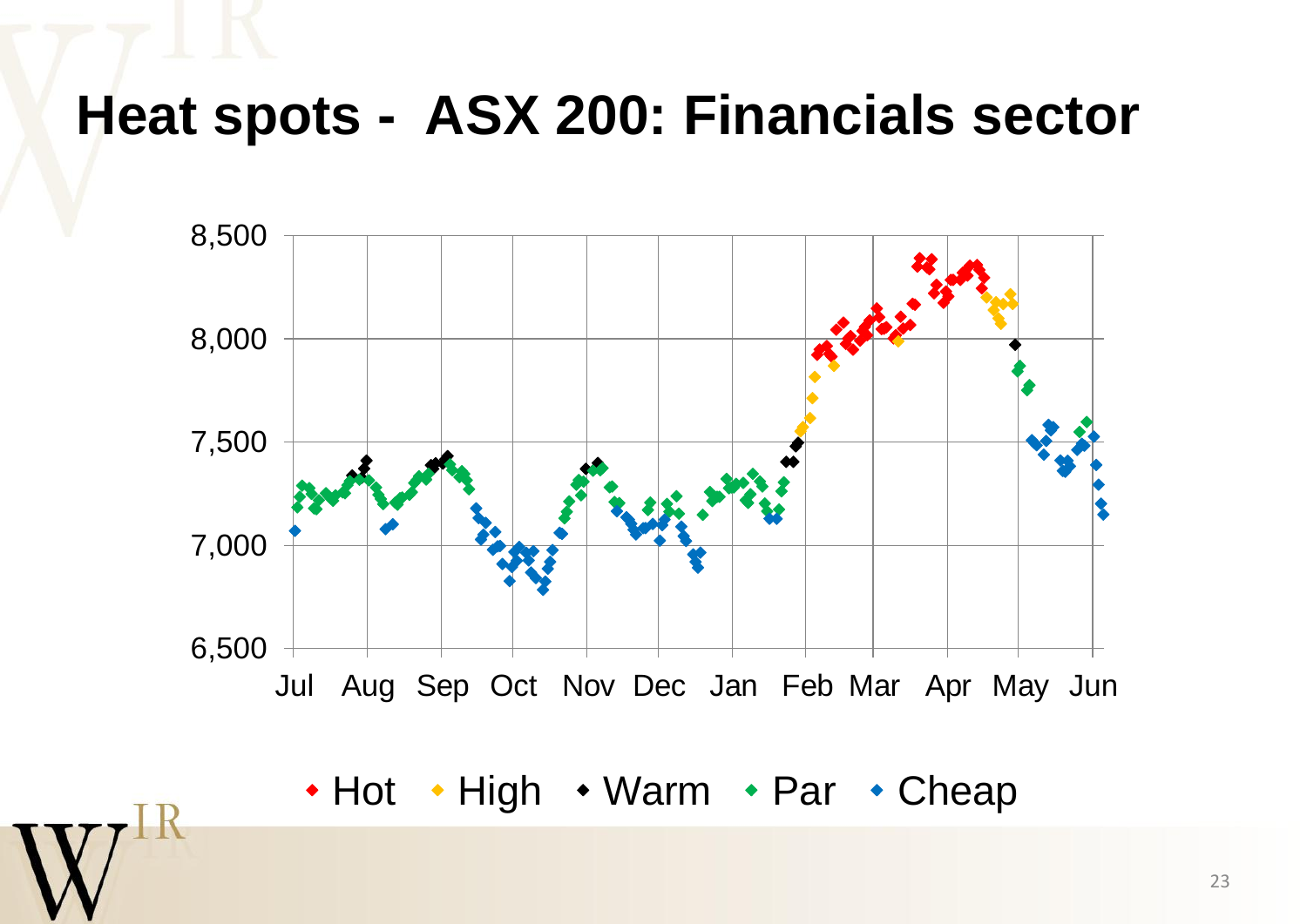# Heat spots - ASX 200: Financials sector

8,500
8,000
7,500
7,000
6,500

Jul Aug Sep Oct Nov Dec Jan Feb Mar Apr May Jun

• Hot • High • Warm • Par • Cheap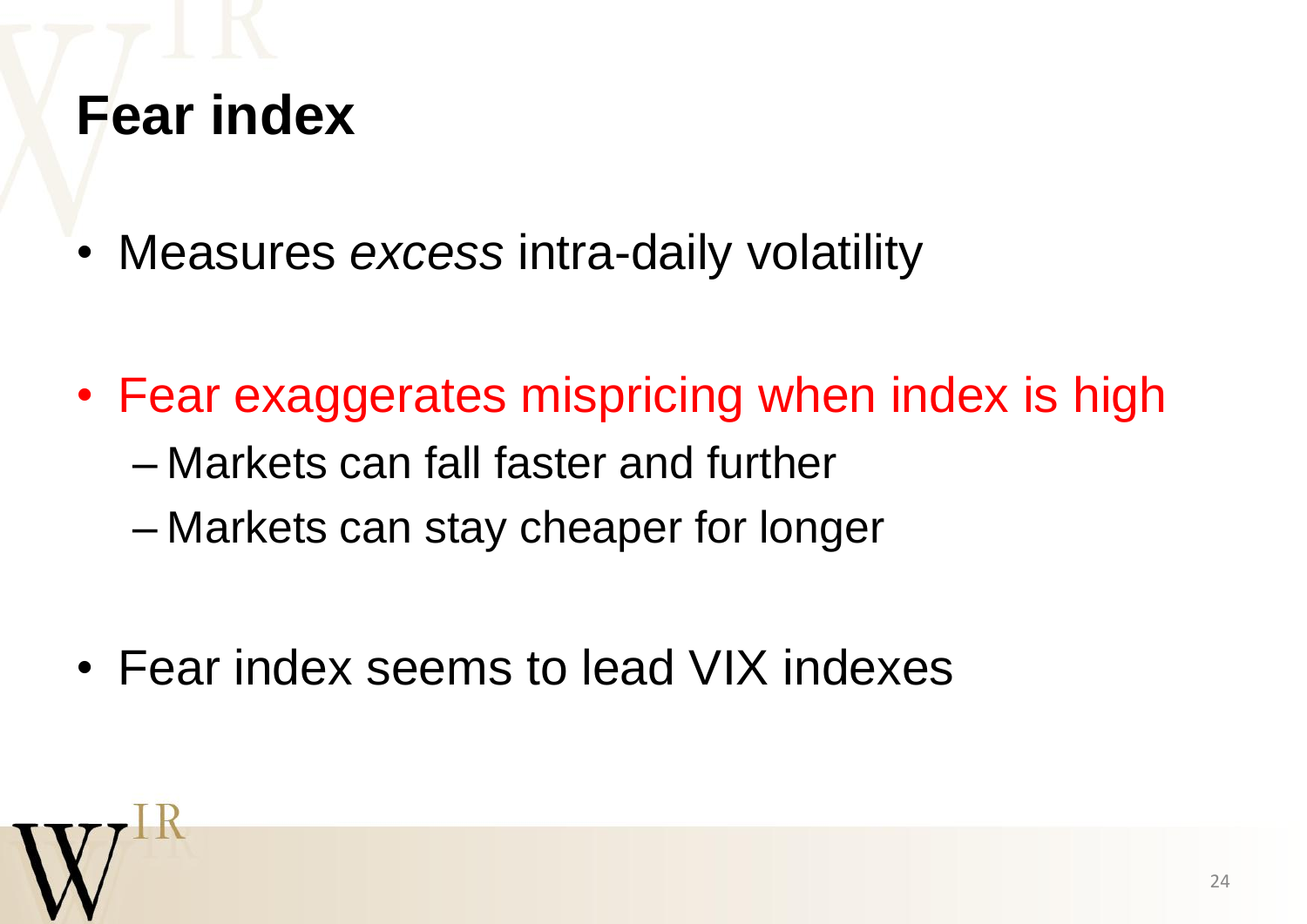# Fear index

- Measures *excess* intra-daily volatility

- Fear exaggerates mispricing when index is high
  - Markets can fall faster and further
  - Markets can stay cheaper for longer

- Fear index seems to lead VIX indexes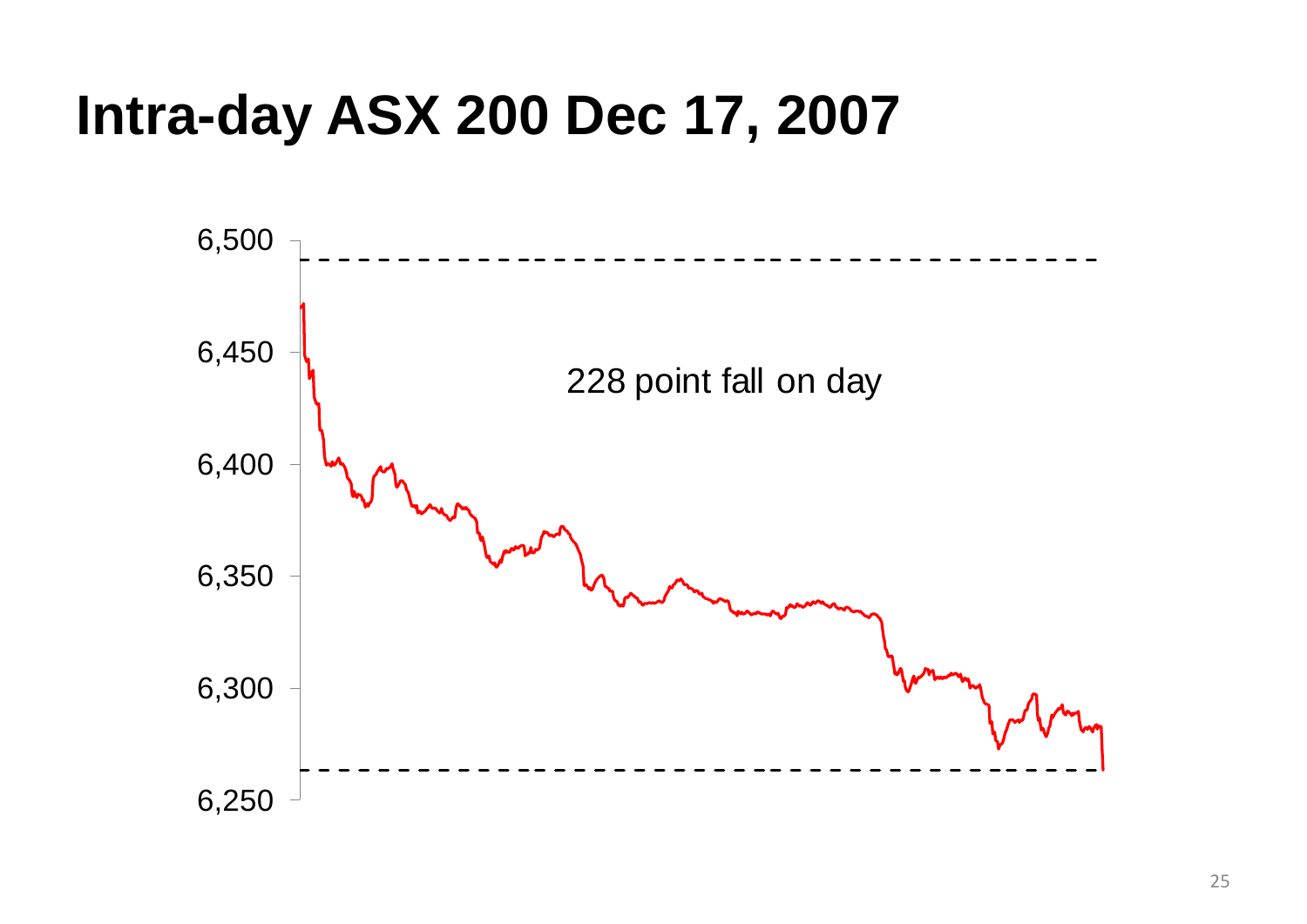# Intra-day ASX 200 Dec 17, 2007

6,500

6,450

6,400

6,350

6,300

6,250

228 point fall on day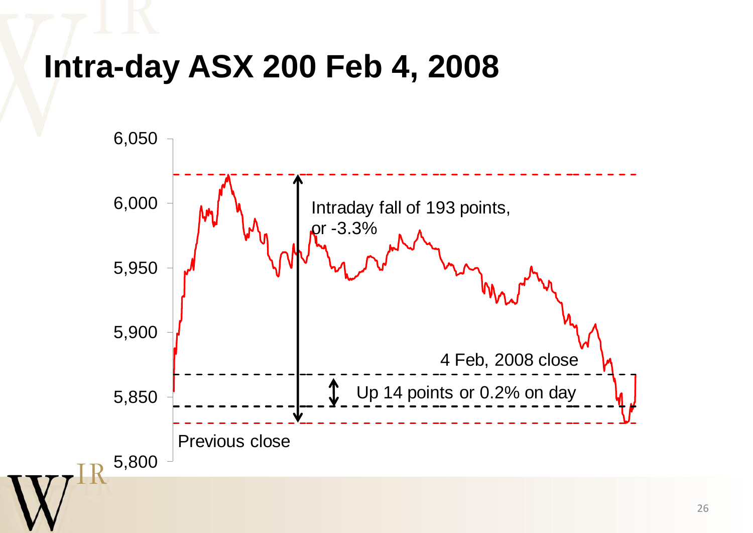# Intra-day ASX 200 Feb 4, 2008

Intraday fall of 193 points, or -3.3%

4 Feb, 2008 close

Up 14 points or 0.2% on day

Previous close

6,050
6,000
5,950
5,900
5,850
5,800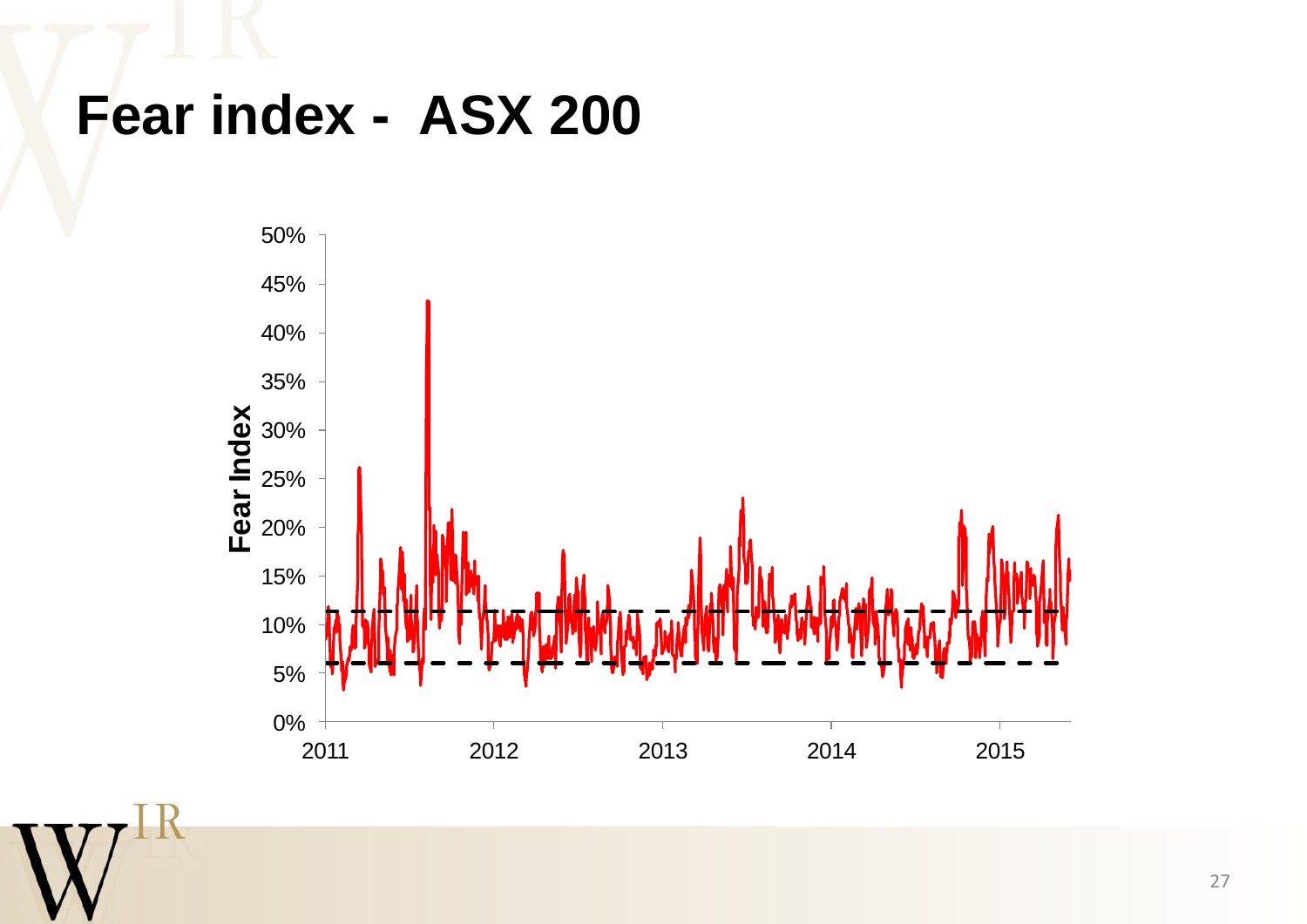# Fear index - ASX 200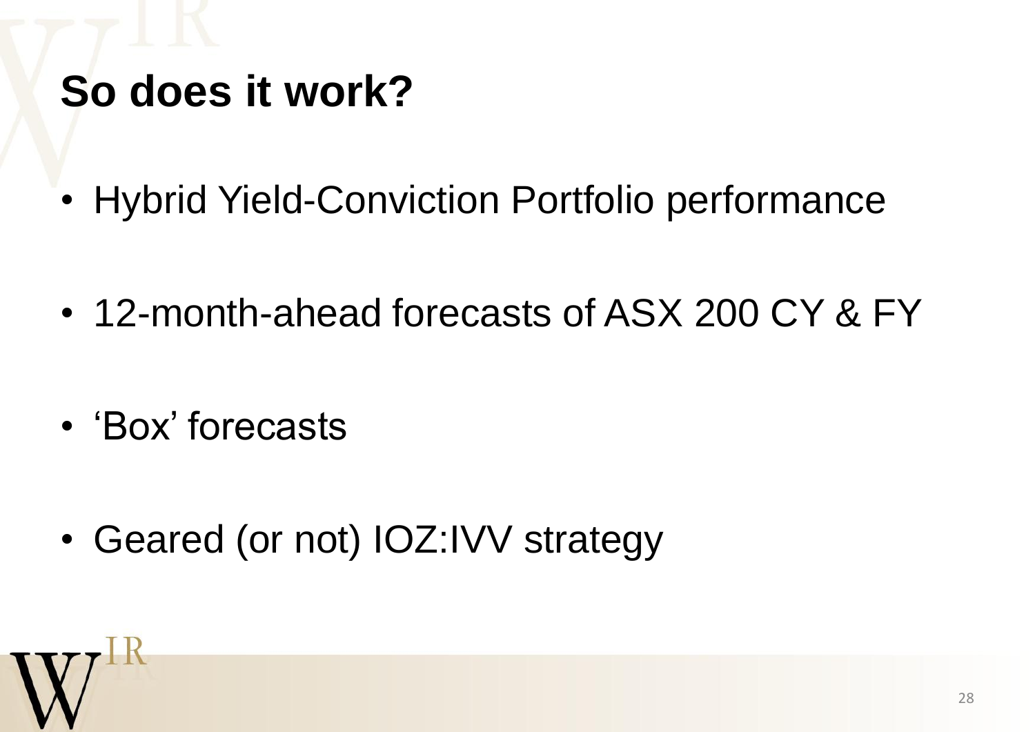# So does it work?

- Hybrid Yield-Conviction Portfolio performance
- 12-month-ahead forecasts of ASX 200 CY & FY
- 'Box' forecasts
- Geared (or not) IOZ:IVV strategy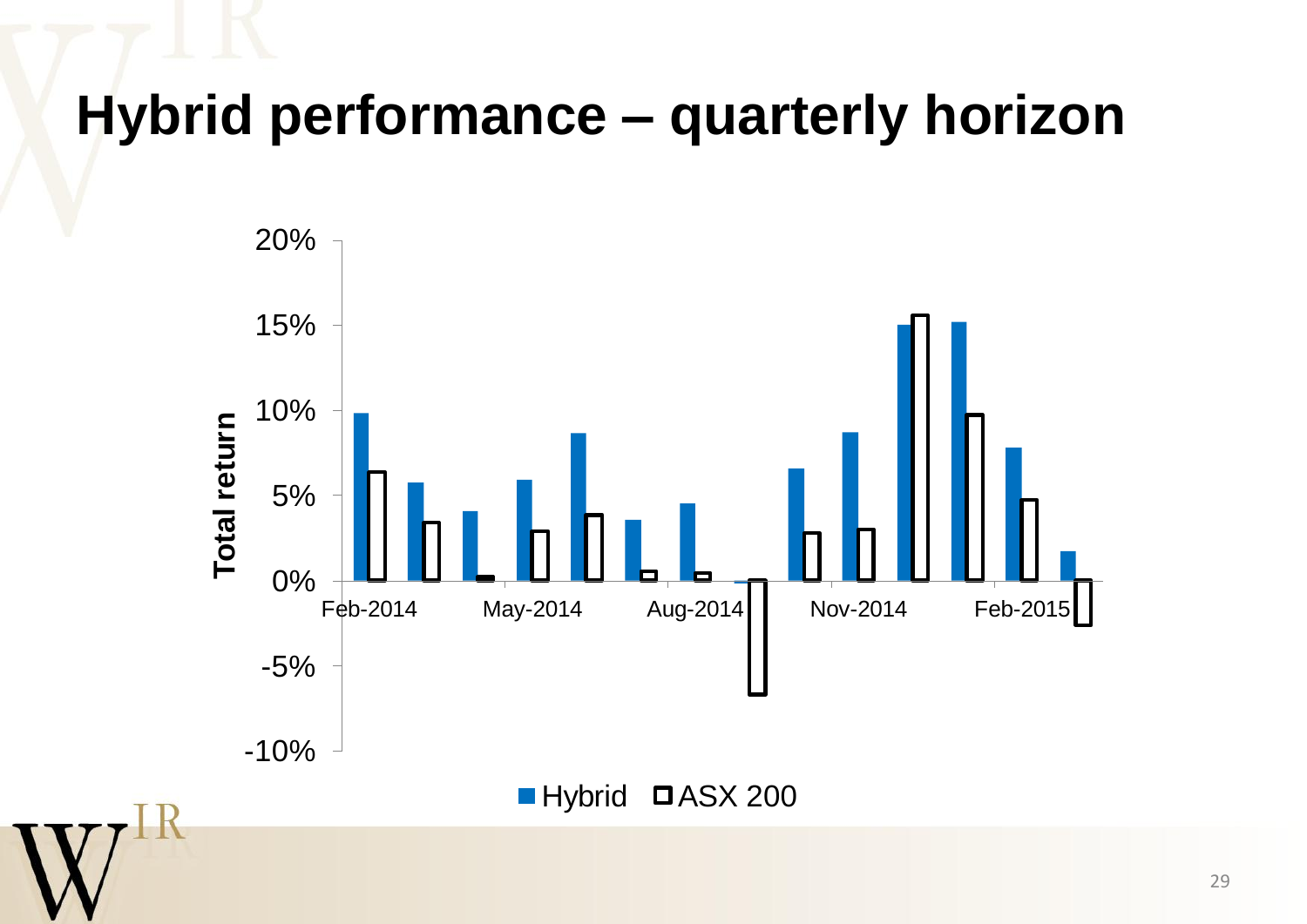# Hybrid performance – quarterly horizon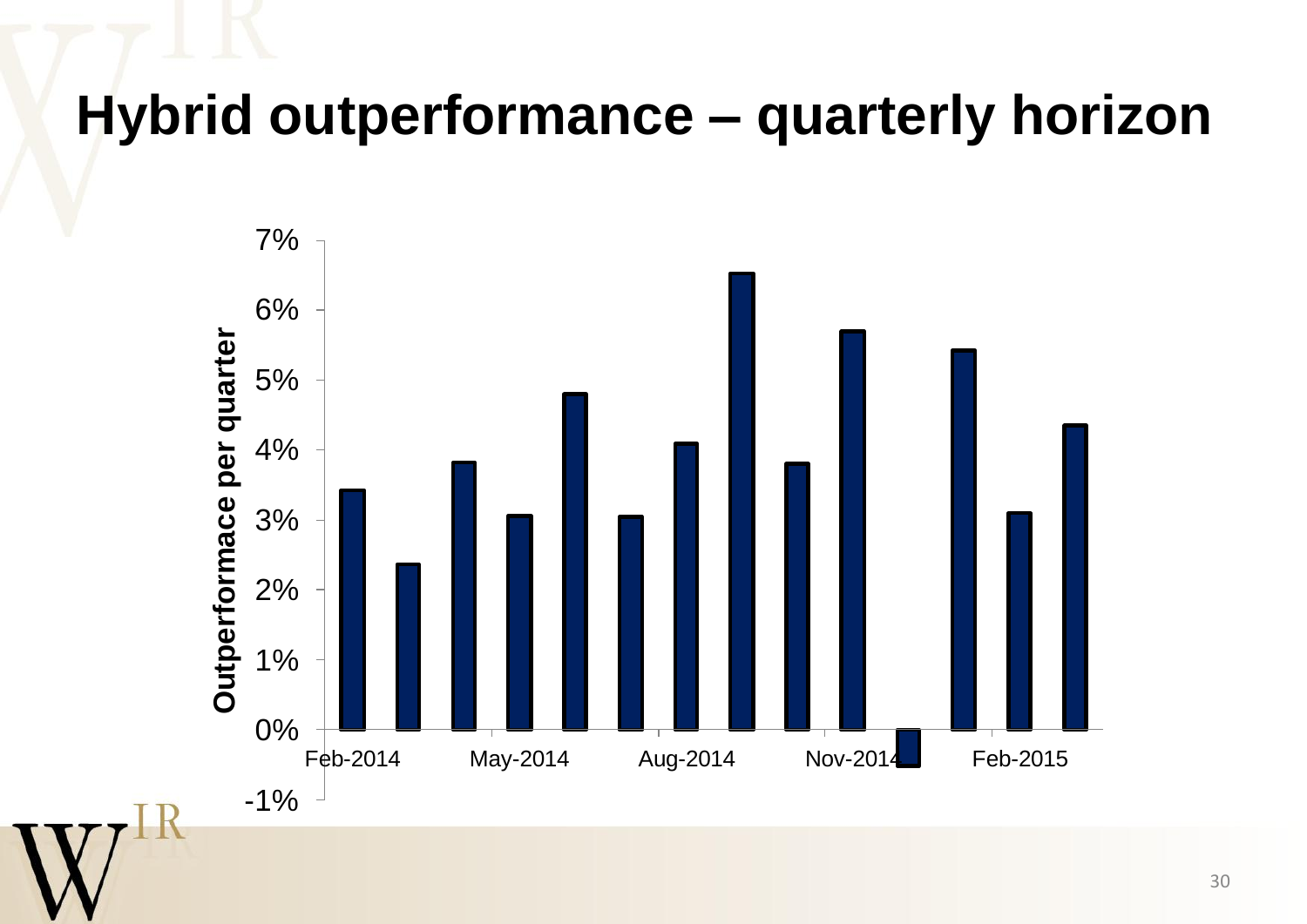# Hybrid outperformance – quarterly horizon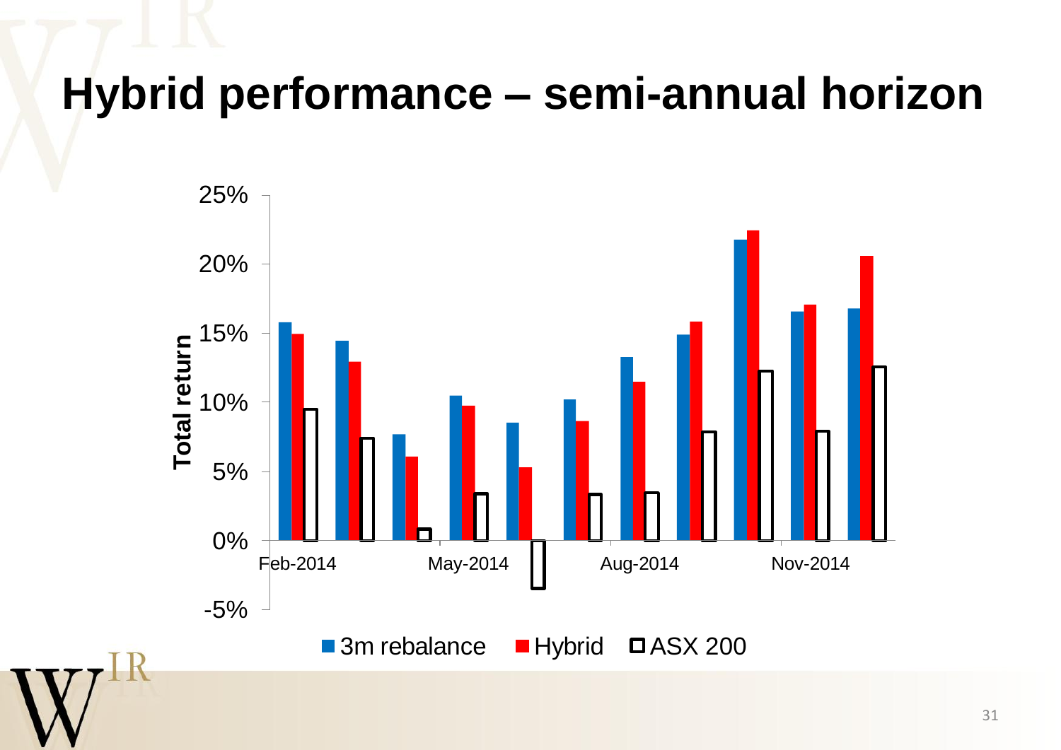# Hybrid performance – semi-annual horizon

25%
20%
15%
10%
5%
0%
-5%

Total return

Feb-2014 May-2014 Aug-2014 Nov-2014

3m rebalance Hybrid ASX 200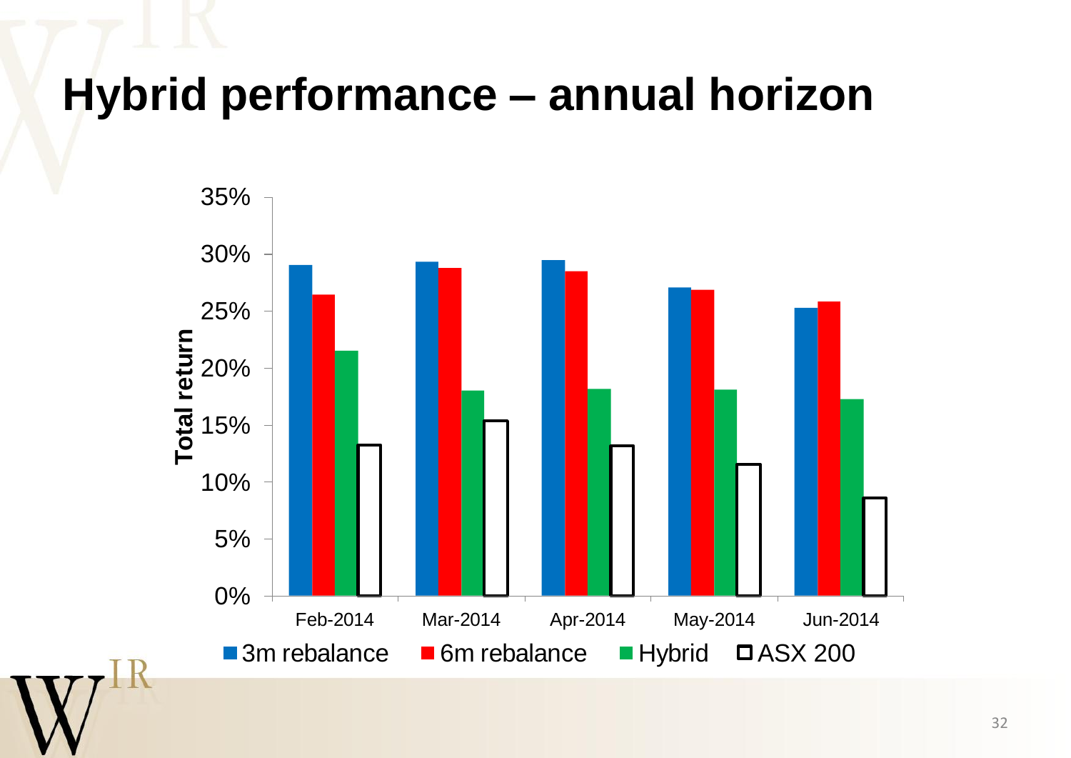# Hybrid performance – annual horizon

Total return

35%
30%
25%
20%
15%
10%
5%
0%

Feb-2014 Mar-2014 Apr-2014 May-2014 Jun-2014

3m rebalance 6m rebalance Hybrid ASX 200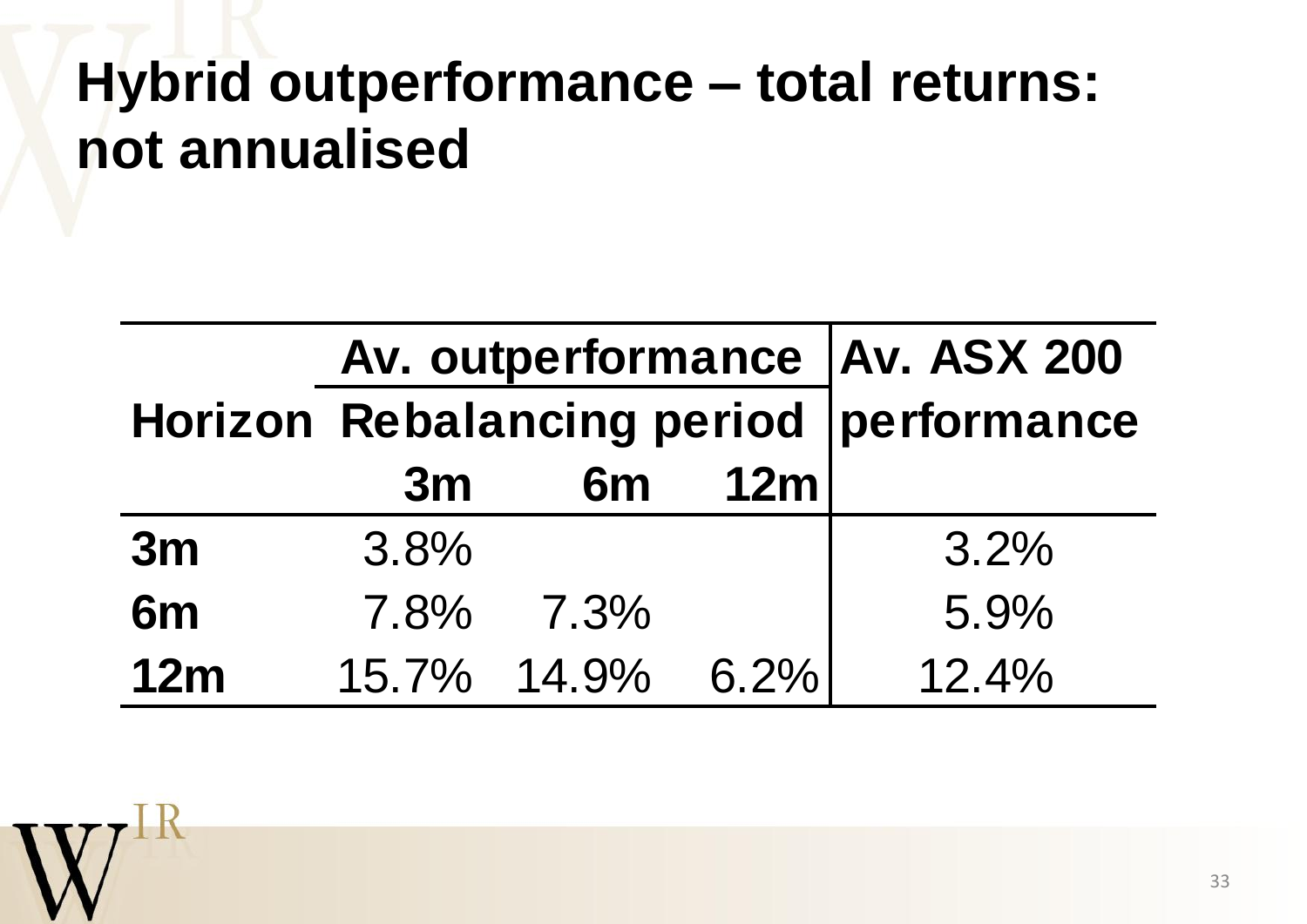# Hybrid outperformance – total returns: not annualised

| Horizon | Av. outperformance Rebalancing period | | | Av. ASX 200 performance |
|---|---|---|---|---|
| | 3m | 6m | 12m | |
| 3m | 3.8% | | | 3.2% |
| 6m | 7.8% | 7.3% | | 5.9% |
| 12m | 15.7% | 14.9% | 6.2% | 12.4% |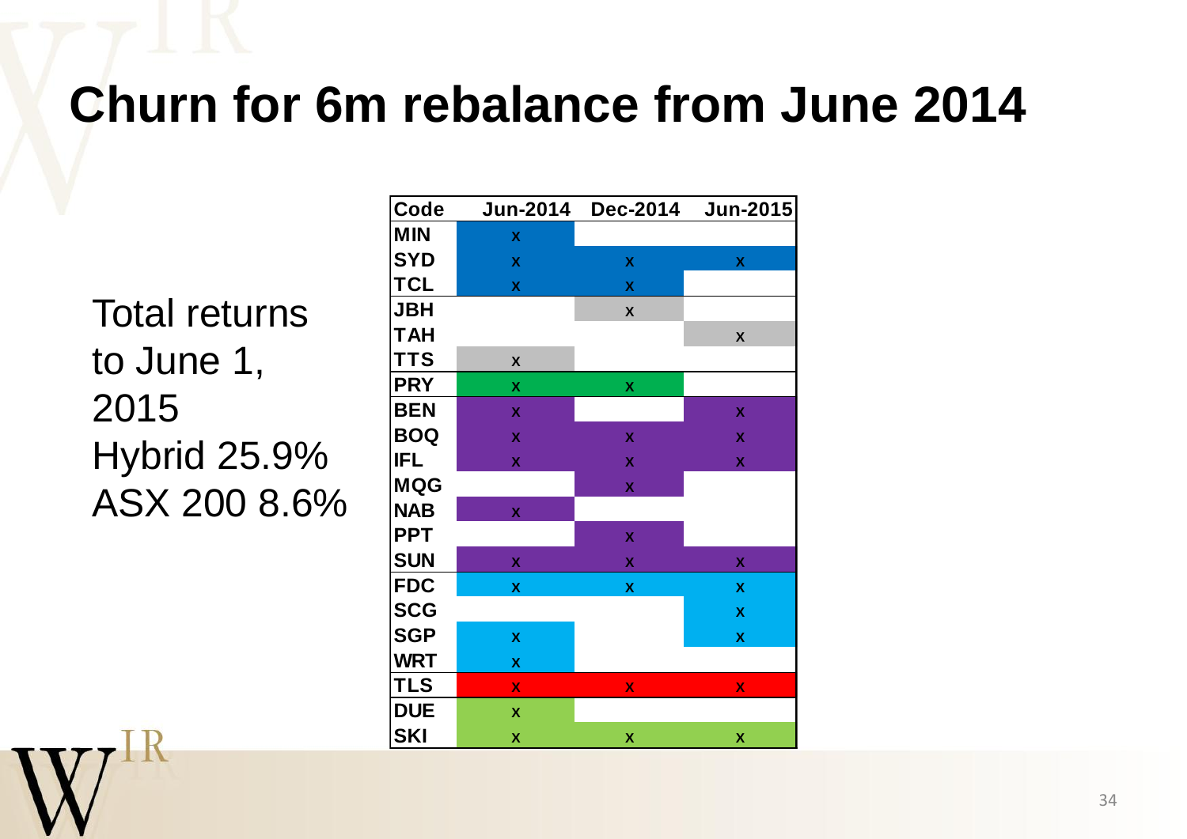# Churn for 6m rebalance from June 2014

Total returns to June 1, 2015
Hybrid 25.9%
ASX 200 8.6%

| Code | Jun-2014 | Dec-2014 | Jun-2015 |
|---|---|---|---|
| MIN | x | | |
| SYD | x | x | x |
| TCL | x | x | |
| JBH | | x | |
| TAH | | | x |
| TTS | x | | |
| PRY | x | x | |
| BEN | x | | x |
| BOQ | x | x | x |
| IFL | x | x | x |
| MQG | | x | |
| NAB | x | | |
| PPT | | x | |
| SUN | x | x | x |
| FDC | x | x | x |
| SCG | | | x |
| SGP | x | | x |
| WRT | x | | |
| TLS | x | x | x |
| DUE | x | | |
| SKI | x | x | x |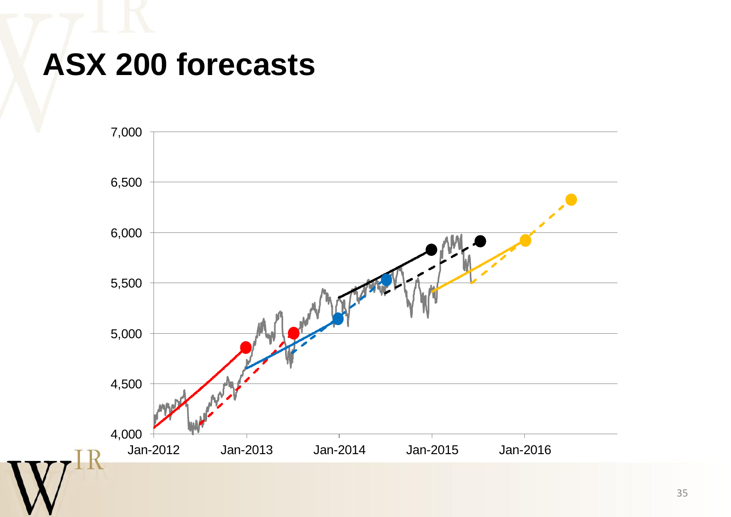# ASX 200 forecasts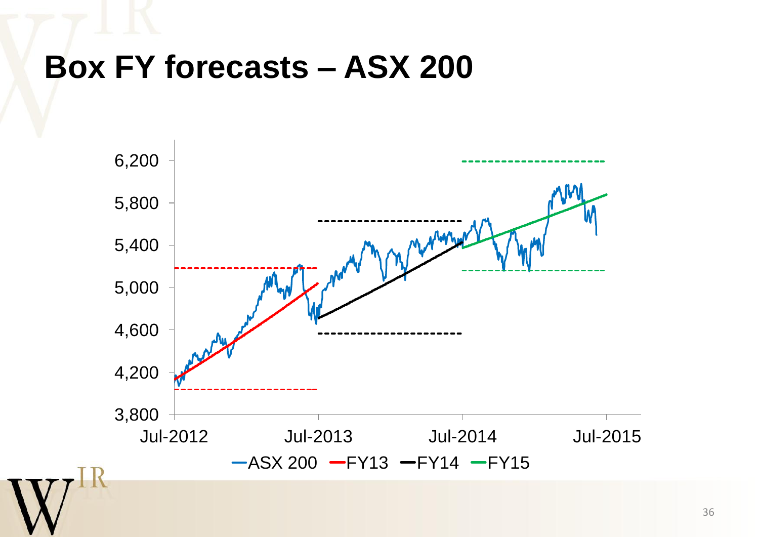# Box FY forecasts – ASX 200

6,200
5,800
5,400
5,000
4,600
4,200
3,800

Jul-2012 Jul-2013 Jul-2014 Jul-2015

ASX 200 FY13 FY14 FY15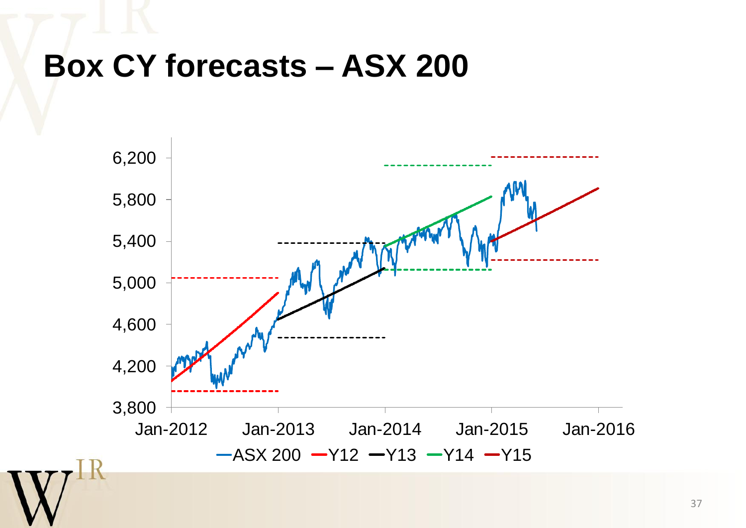# Box CY forecasts – ASX 200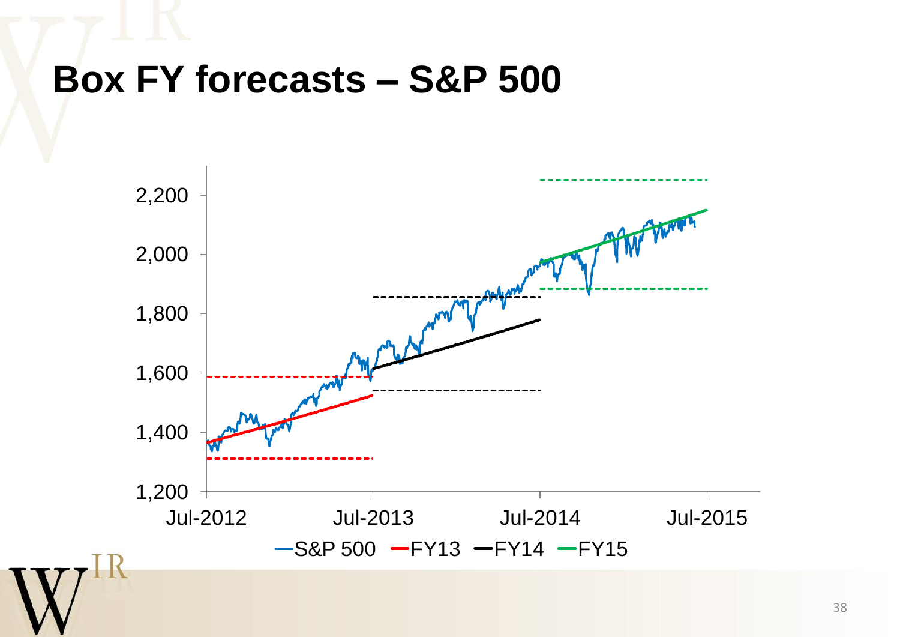# Box FY forecasts – S&P 500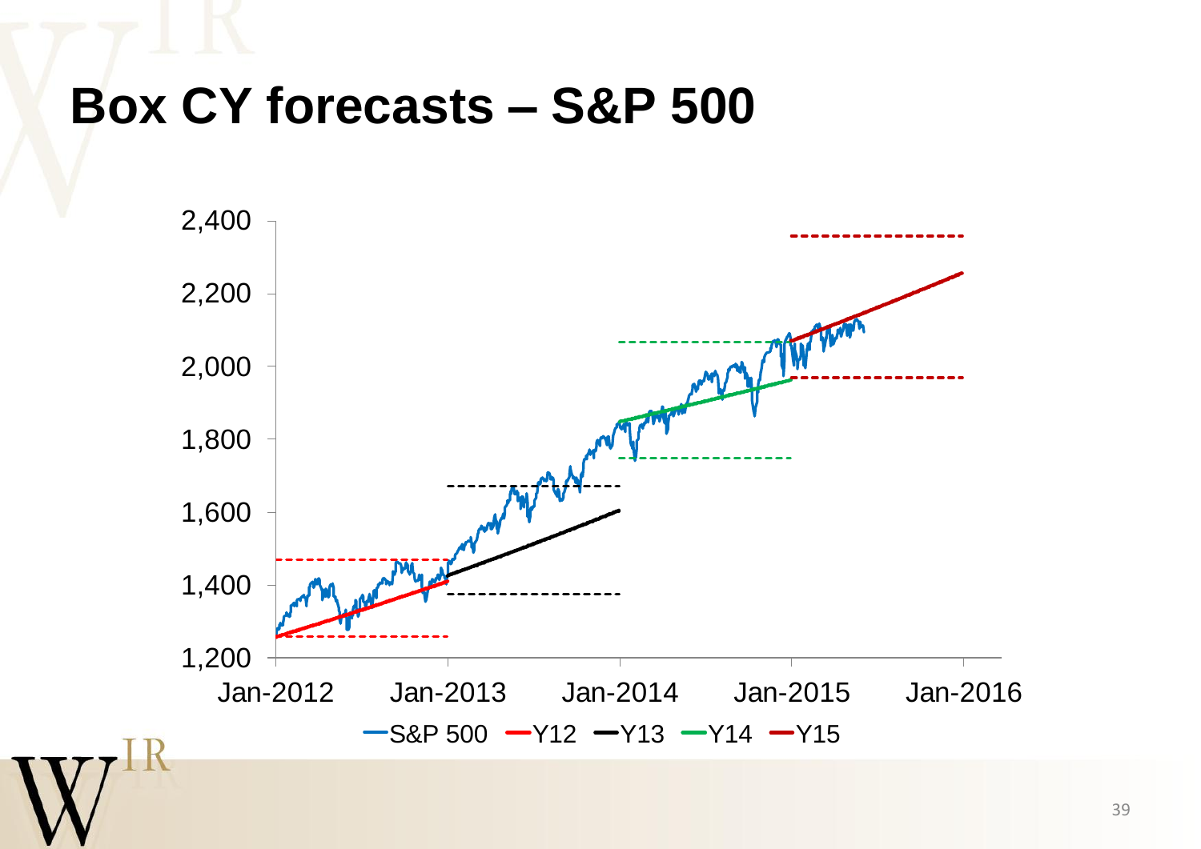# Box CY forecasts – S&P 500

2,400
2,200
2,000
1,800
1,600
1,400
1,200

Jan-2012 Jan-2013 Jan-2014 Jan-2015 Jan-2016

S&P 500 Y12 Y13 Y14 Y15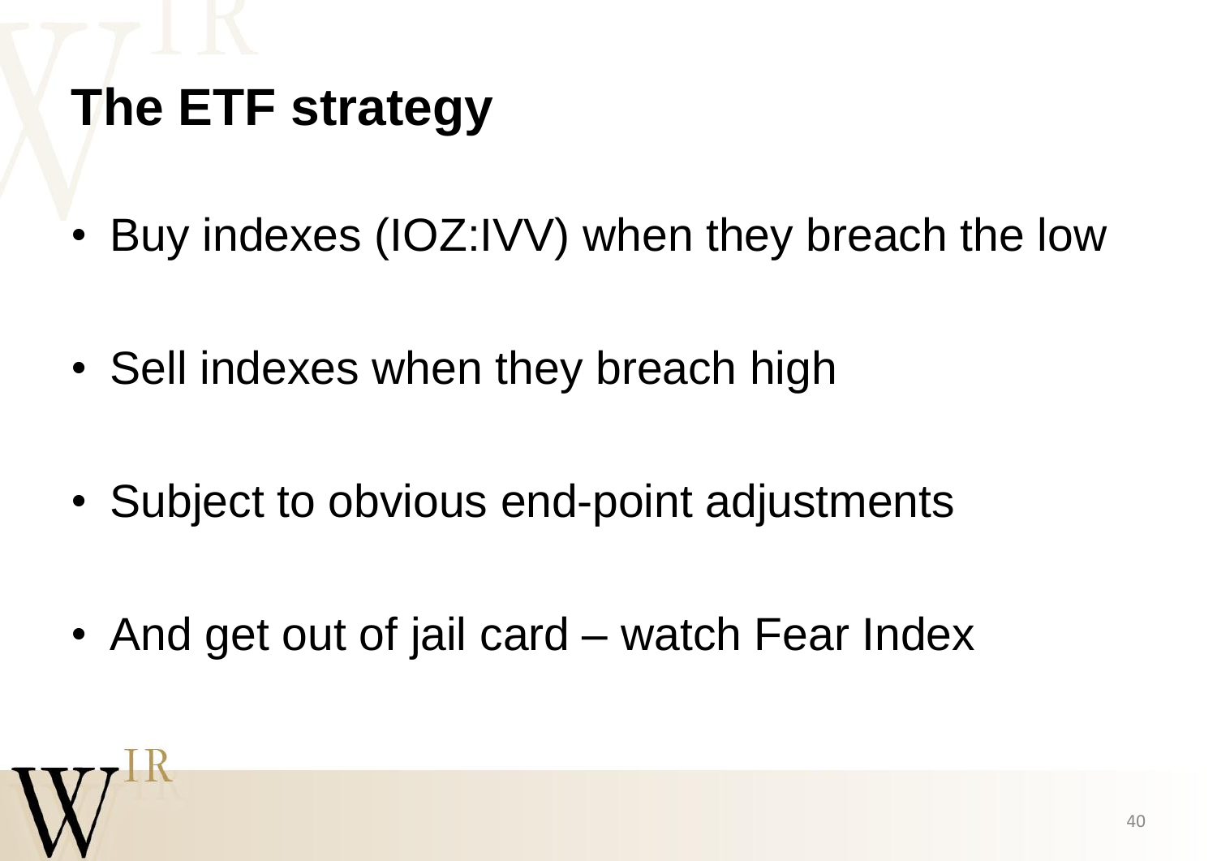# The ETF strategy

- Buy indexes (IOZ:IVV) when they breach the low
- Sell indexes when they breach high
- Subject to obvious end-point adjustments
- And get out of jail card – watch Fear Index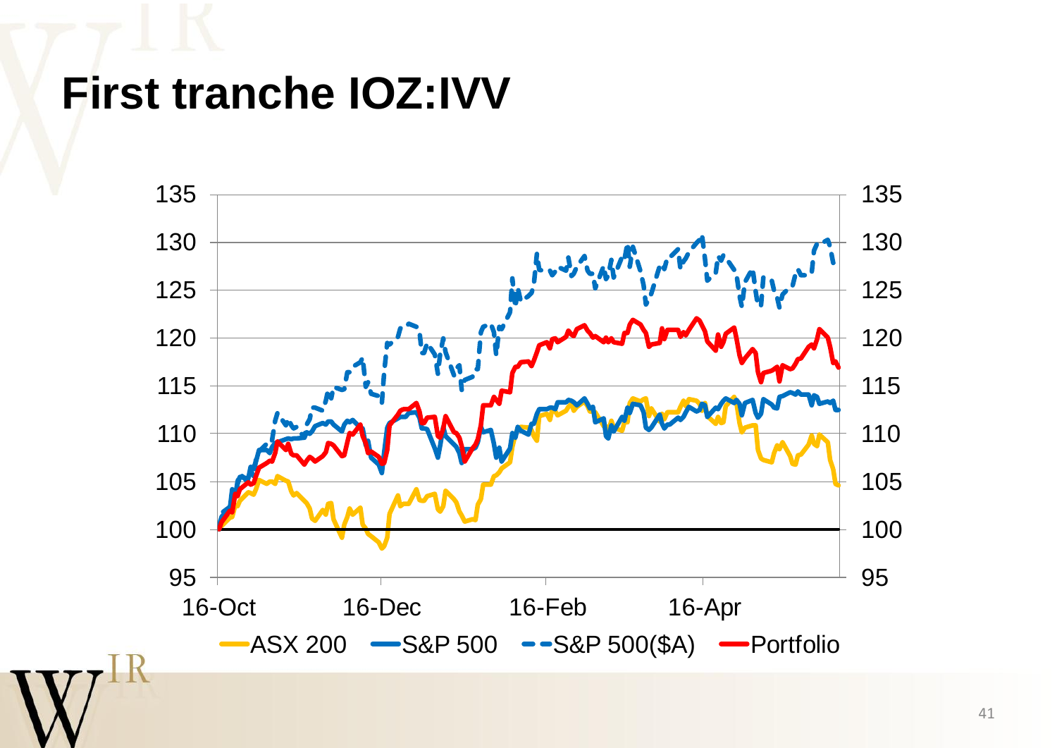# First tranche IOZ:IVV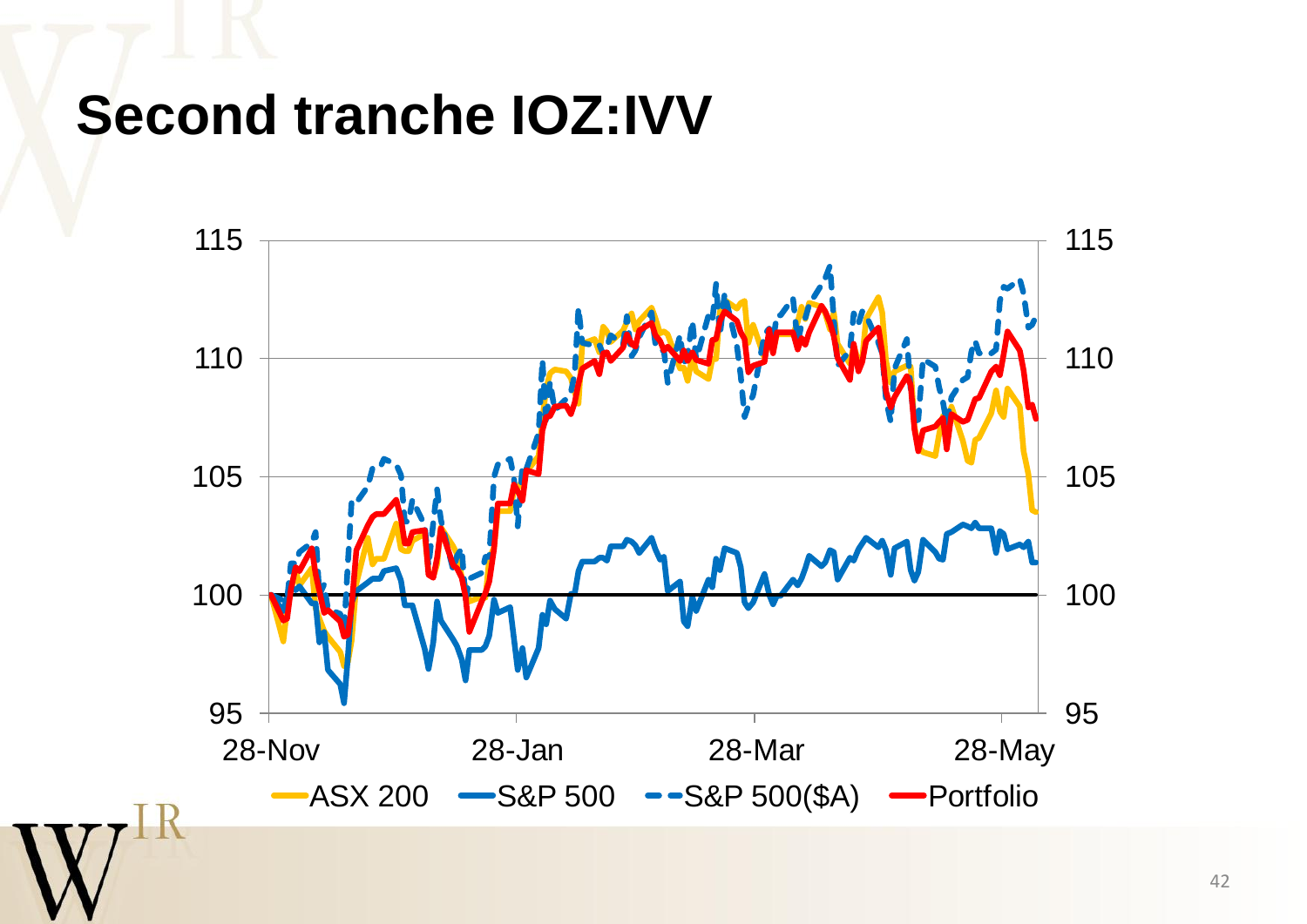# Second tranche IOZ:IVV

115 | 110 | 105 | 100 | 95

28-Nov | 28-Jan | 28-Mar | 28-May

ASX 200 | S&P 500 | S&P 500($A) | Portfolio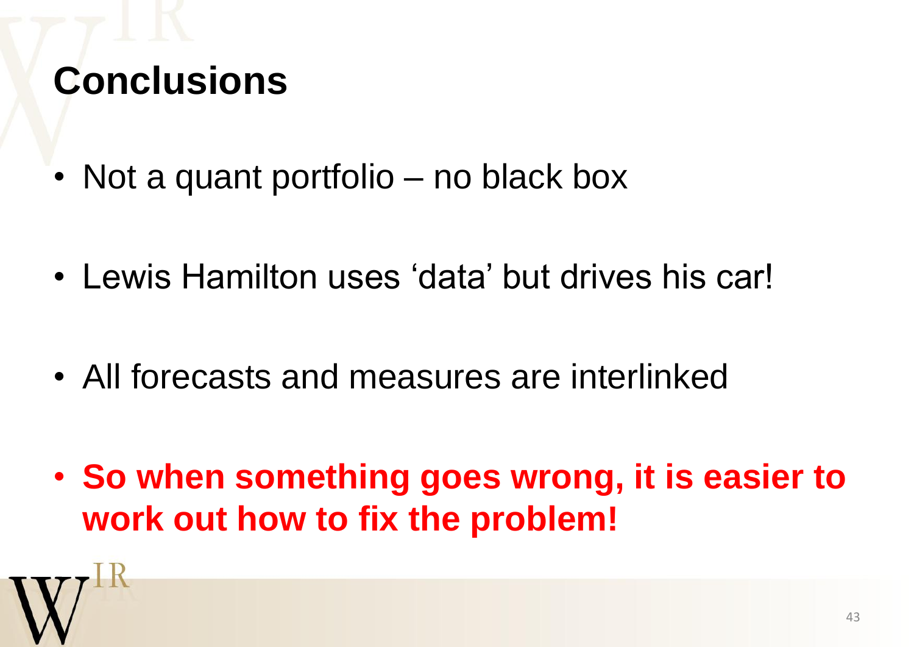# Conclusions

- Not a quant portfolio – no black box
- Lewis Hamilton uses ‘data’ but drives his car!
- All forecasts and measures are interlinked
- **So when something goes wrong, it is easier to work out how to fix the problem!**